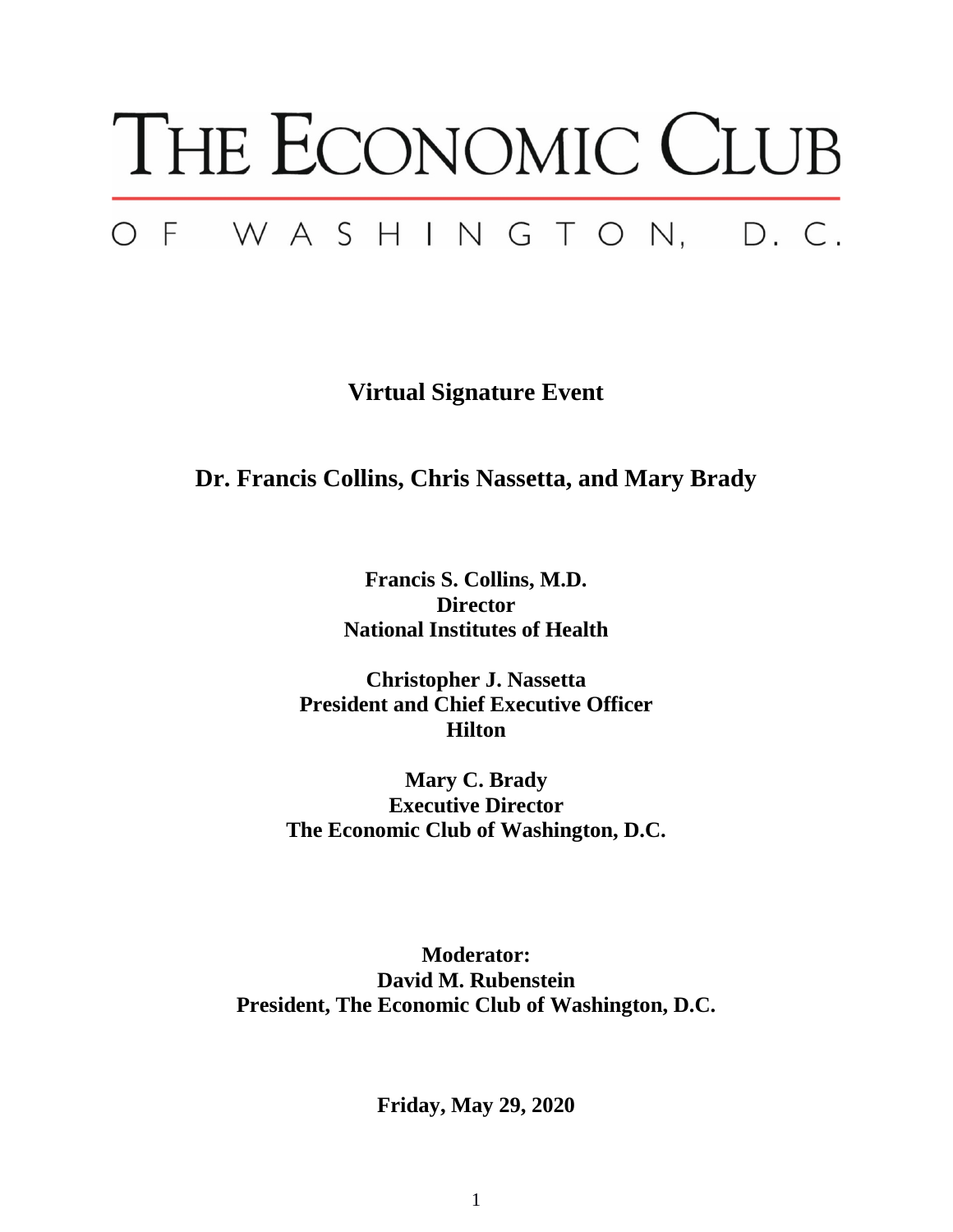# THE ECONOMIC CLUB

## OF WASHINGTON, D.C.

**Virtual Signature Event**

**Dr. Francis Collins, Chris Nassetta, and Mary Brady**

**Francis S. Collins, M.D.**
**Director**
**National Institutes of Health**

**Christopher J. Nassetta**
**President and Chief Executive Officer**
**Hilton**

**Mary C. Brady**
**Executive Director**
**The Economic Club of Washington, D.C.**

**Moderator:**
**David M. Rubenstein**
**President, The Economic Club of Washington, D.C.**

**Friday, May 29, 2020**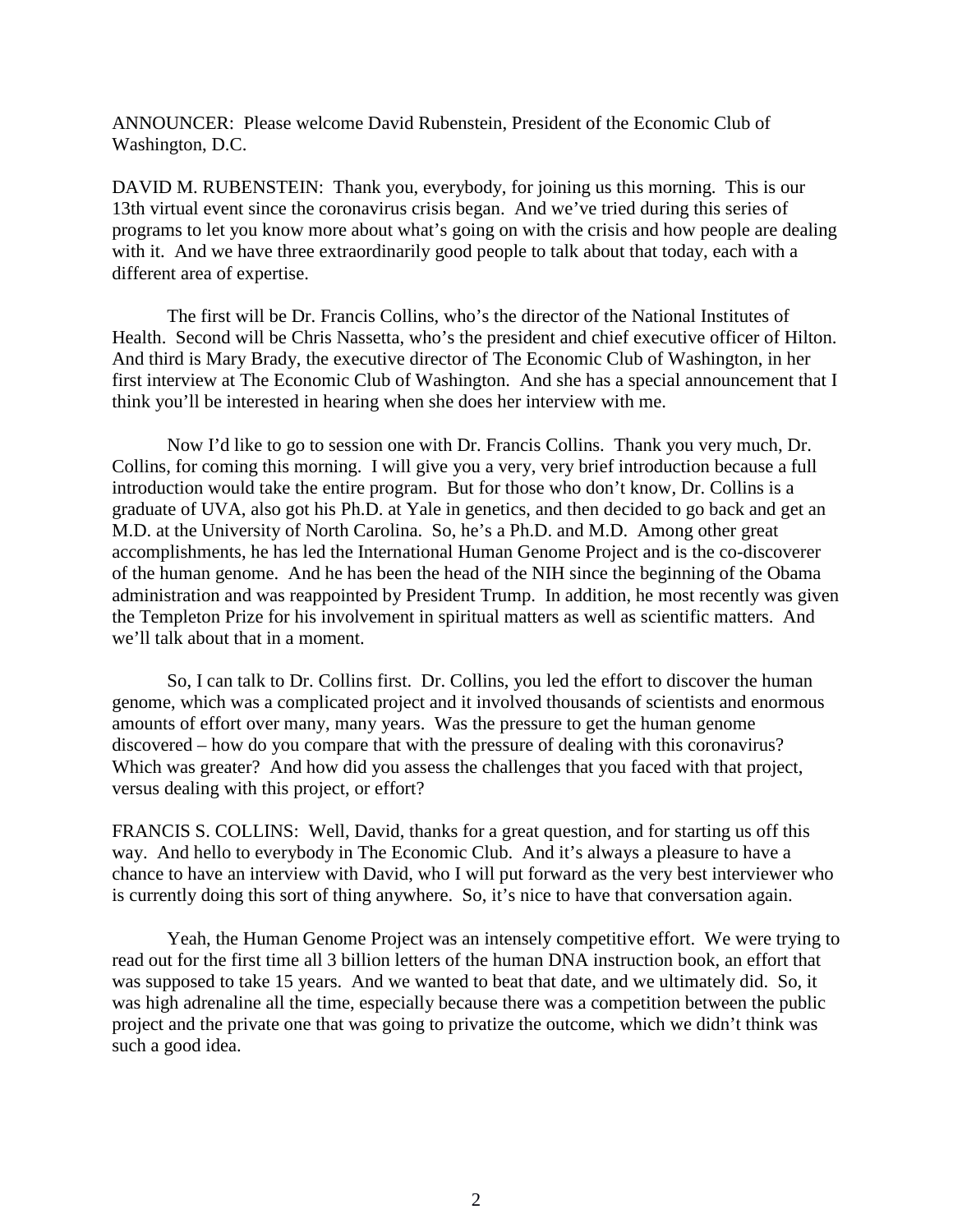ANNOUNCER: Please welcome David Rubenstein, President of the Economic Club of Washington, D.C.

DAVID M. RUBENSTEIN: Thank you, everybody, for joining us this morning. This is our 13th virtual event since the coronavirus crisis began. And we've tried during this series of programs to let you know more about what's going on with the crisis and how people are dealing with it. And we have three extraordinarily good people to talk about that today, each with a different area of expertise.

The first will be Dr. Francis Collins, who's the director of the National Institutes of Health. Second will be Chris Nassetta, who's the president and chief executive officer of Hilton. And third is Mary Brady, the executive director of The Economic Club of Washington, in her first interview at The Economic Club of Washington. And she has a special announcement that I think you'll be interested in hearing when she does her interview with me.

Now I'd like to go to session one with Dr. Francis Collins. Thank you very much, Dr. Collins, for coming this morning. I will give you a very, very brief introduction because a full introduction would take the entire program. But for those who don't know, Dr. Collins is a graduate of UVA, also got his Ph.D. at Yale in genetics, and then decided to go back and get an M.D. at the University of North Carolina. So, he's a Ph.D. and M.D. Among other great accomplishments, he has led the International Human Genome Project and is the co-discoverer of the human genome. And he has been the head of the NIH since the beginning of the Obama administration and was reappointed by President Trump. In addition, he most recently was given the Templeton Prize for his involvement in spiritual matters as well as scientific matters. And we'll talk about that in a moment.

So, I can talk to Dr. Collins first. Dr. Collins, you led the effort to discover the human genome, which was a complicated project and it involved thousands of scientists and enormous amounts of effort over many, many years. Was the pressure to get the human genome discovered – how do you compare that with the pressure of dealing with this coronavirus? Which was greater? And how did you assess the challenges that you faced with that project, versus dealing with this project, or effort?

FRANCIS S. COLLINS: Well, David, thanks for a great question, and for starting us off this way. And hello to everybody in The Economic Club. And it's always a pleasure to have a chance to have an interview with David, who I will put forward as the very best interviewer who is currently doing this sort of thing anywhere. So, it's nice to have that conversation again.

Yeah, the Human Genome Project was an intensely competitive effort. We were trying to read out for the first time all 3 billion letters of the human DNA instruction book, an effort that was supposed to take 15 years. And we wanted to beat that date, and we ultimately did. So, it was high adrenaline all the time, especially because there was a competition between the public project and the private one that was going to privatize the outcome, which we didn't think was such a good idea.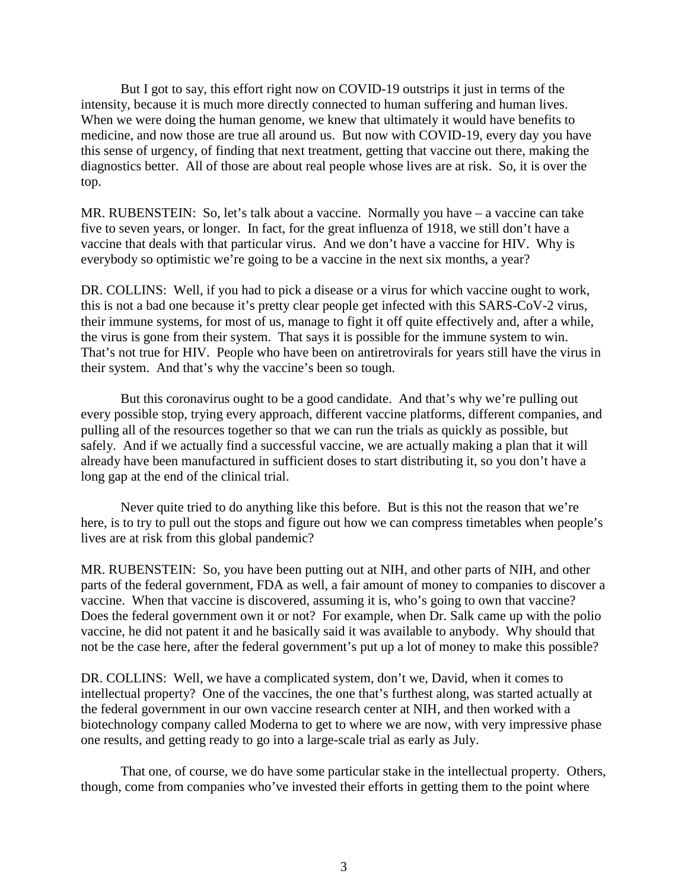But I got to say, this effort right now on COVID-19 outstrips it just in terms of the intensity, because it is much more directly connected to human suffering and human lives. When we were doing the human genome, we knew that ultimately it would have benefits to medicine, and now those are true all around us. But now with COVID-19, every day you have this sense of urgency, of finding that next treatment, getting that vaccine out there, making the diagnostics better. All of those are about real people whose lives are at risk. So, it is over the top.

MR. RUBENSTEIN: So, let's talk about a vaccine. Normally you have – a vaccine can take five to seven years, or longer. In fact, for the great influenza of 1918, we still don't have a vaccine that deals with that particular virus. And we don't have a vaccine for HIV. Why is everybody so optimistic we're going to be a vaccine in the next six months, a year?

DR. COLLINS: Well, if you had to pick a disease or a virus for which vaccine ought to work, this is not a bad one because it's pretty clear people get infected with this SARS-CoV-2 virus, their immune systems, for most of us, manage to fight it off quite effectively and, after a while, the virus is gone from their system. That says it is possible for the immune system to win. That's not true for HIV. People who have been on antiretrovirals for years still have the virus in their system. And that's why the vaccine's been so tough.

But this coronavirus ought to be a good candidate. And that's why we're pulling out every possible stop, trying every approach, different vaccine platforms, different companies, and pulling all of the resources together so that we can run the trials as quickly as possible, but safely. And if we actually find a successful vaccine, we are actually making a plan that it will already have been manufactured in sufficient doses to start distributing it, so you don't have a long gap at the end of the clinical trial.

Never quite tried to do anything like this before. But is this not the reason that we're here, is to try to pull out the stops and figure out how we can compress timetables when people's lives are at risk from this global pandemic?

MR. RUBENSTEIN: So, you have been putting out at NIH, and other parts of NIH, and other parts of the federal government, FDA as well, a fair amount of money to companies to discover a vaccine. When that vaccine is discovered, assuming it is, who's going to own that vaccine? Does the federal government own it or not? For example, when Dr. Salk came up with the polio vaccine, he did not patent it and he basically said it was available to anybody. Why should that not be the case here, after the federal government's put up a lot of money to make this possible?

DR. COLLINS: Well, we have a complicated system, don't we, David, when it comes to intellectual property? One of the vaccines, the one that's furthest along, was started actually at the federal government in our own vaccine research center at NIH, and then worked with a biotechnology company called Moderna to get to where we are now, with very impressive phase one results, and getting ready to go into a large-scale trial as early as July.

That one, of course, we do have some particular stake in the intellectual property. Others, though, come from companies who've invested their efforts in getting them to the point where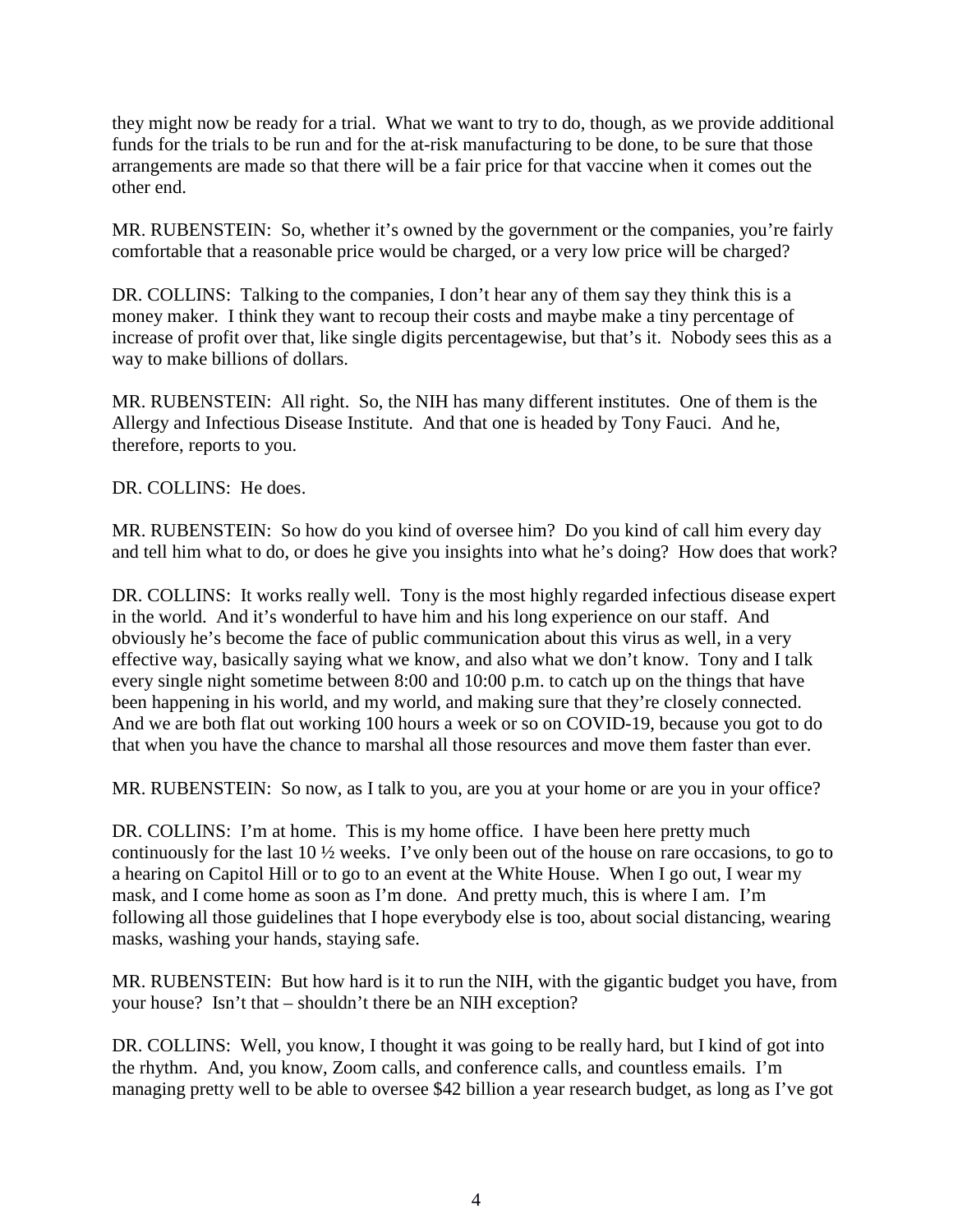they might now be ready for a trial. What we want to try to do, though, as we provide additional funds for the trials to be run and for the at-risk manufacturing to be done, to be sure that those arrangements are made so that there will be a fair price for that vaccine when it comes out the other end.

MR. RUBENSTEIN: So, whether it's owned by the government or the companies, you're fairly comfortable that a reasonable price would be charged, or a very low price will be charged?

DR. COLLINS: Talking to the companies, I don't hear any of them say they think this is a money maker. I think they want to recoup their costs and maybe make a tiny percentage of increase of profit over that, like single digits percentagewise, but that's it. Nobody sees this as a way to make billions of dollars.

MR. RUBENSTEIN: All right. So, the NIH has many different institutes. One of them is the Allergy and Infectious Disease Institute. And that one is headed by Tony Fauci. And he, therefore, reports to you.

DR. COLLINS: He does.

MR. RUBENSTEIN: So how do you kind of oversee him? Do you kind of call him every day and tell him what to do, or does he give you insights into what he's doing? How does that work?

DR. COLLINS: It works really well. Tony is the most highly regarded infectious disease expert in the world. And it's wonderful to have him and his long experience on our staff. And obviously he's become the face of public communication about this virus as well, in a very effective way, basically saying what we know, and also what we don't know. Tony and I talk every single night sometime between 8:00 and 10:00 p.m. to catch up on the things that have been happening in his world, and my world, and making sure that they're closely connected. And we are both flat out working 100 hours a week or so on COVID-19, because you got to do that when you have the chance to marshal all those resources and move them faster than ever.

MR. RUBENSTEIN: So now, as I talk to you, are you at your home or are you in your office?

DR. COLLINS: I'm at home. This is my home office. I have been here pretty much continuously for the last 10 ½ weeks. I've only been out of the house on rare occasions, to go to a hearing on Capitol Hill or to go to an event at the White House. When I go out, I wear my mask, and I come home as soon as I'm done. And pretty much, this is where I am. I'm following all those guidelines that I hope everybody else is too, about social distancing, wearing masks, washing your hands, staying safe.

MR. RUBENSTEIN: But how hard is it to run the NIH, with the gigantic budget you have, from your house? Isn't that – shouldn't there be an NIH exception?

DR. COLLINS: Well, you know, I thought it was going to be really hard, but I kind of got into the rhythm. And, you know, Zoom calls, and conference calls, and countless emails. I'm managing pretty well to be able to oversee $42 billion a year research budget, as long as I've got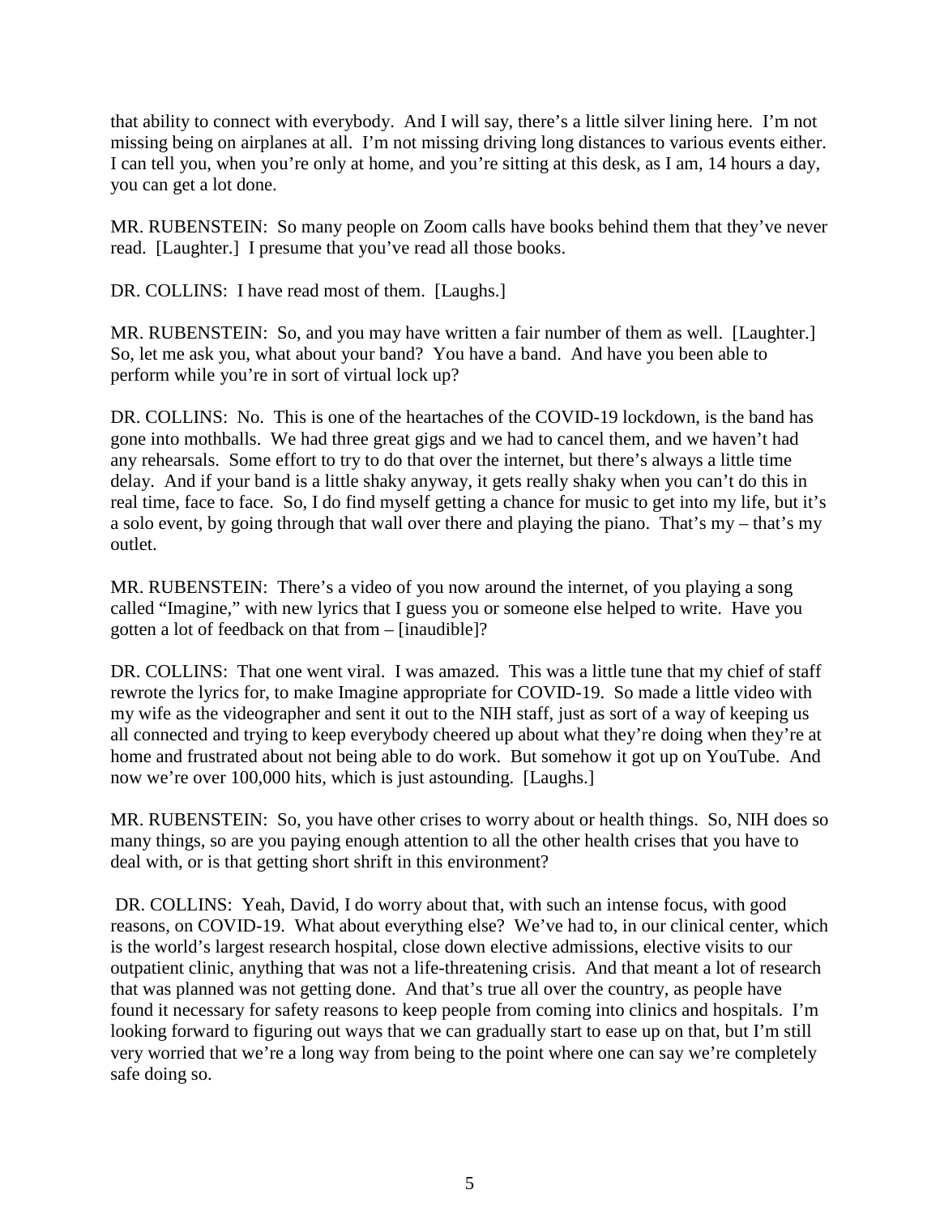that ability to connect with everybody. And I will say, there's a little silver lining here. I'm not missing being on airplanes at all. I'm not missing driving long distances to various events either. I can tell you, when you're only at home, and you're sitting at this desk, as I am, 14 hours a day, you can get a lot done.

MR. RUBENSTEIN: So many people on Zoom calls have books behind them that they've never read. [Laughter.] I presume that you've read all those books.

DR. COLLINS: I have read most of them. [Laughs.]

MR. RUBENSTEIN: So, and you may have written a fair number of them as well. [Laughter.] So, let me ask you, what about your band? You have a band. And have you been able to perform while you're in sort of virtual lock up?

DR. COLLINS: No. This is one of the heartaches of the COVID-19 lockdown, is the band has gone into mothballs. We had three great gigs and we had to cancel them, and we haven't had any rehearsals. Some effort to try to do that over the internet, but there's always a little time delay. And if your band is a little shaky anyway, it gets really shaky when you can't do this in real time, face to face. So, I do find myself getting a chance for music to get into my life, but it's a solo event, by going through that wall over there and playing the piano. That's my – that's my outlet.

MR. RUBENSTEIN: There's a video of you now around the internet, of you playing a song called "Imagine," with new lyrics that I guess you or someone else helped to write. Have you gotten a lot of feedback on that from – [inaudible]?

DR. COLLINS: That one went viral. I was amazed. This was a little tune that my chief of staff rewrote the lyrics for, to make Imagine appropriate for COVID-19. So made a little video with my wife as the videographer and sent it out to the NIH staff, just as sort of a way of keeping us all connected and trying to keep everybody cheered up about what they're doing when they're at home and frustrated about not being able to do work. But somehow it got up on YouTube. And now we're over 100,000 hits, which is just astounding. [Laughs.]

MR. RUBENSTEIN: So, you have other crises to worry about or health things. So, NIH does so many things, so are you paying enough attention to all the other health crises that you have to deal with, or is that getting short shrift in this environment?

DR. COLLINS: Yeah, David, I do worry about that, with such an intense focus, with good reasons, on COVID-19. What about everything else? We've had to, in our clinical center, which is the world's largest research hospital, close down elective admissions, elective visits to our outpatient clinic, anything that was not a life-threatening crisis. And that meant a lot of research that was planned was not getting done. And that's true all over the country, as people have found it necessary for safety reasons to keep people from coming into clinics and hospitals. I'm looking forward to figuring out ways that we can gradually start to ease up on that, but I'm still very worried that we're a long way from being to the point where one can say we're completely safe doing so.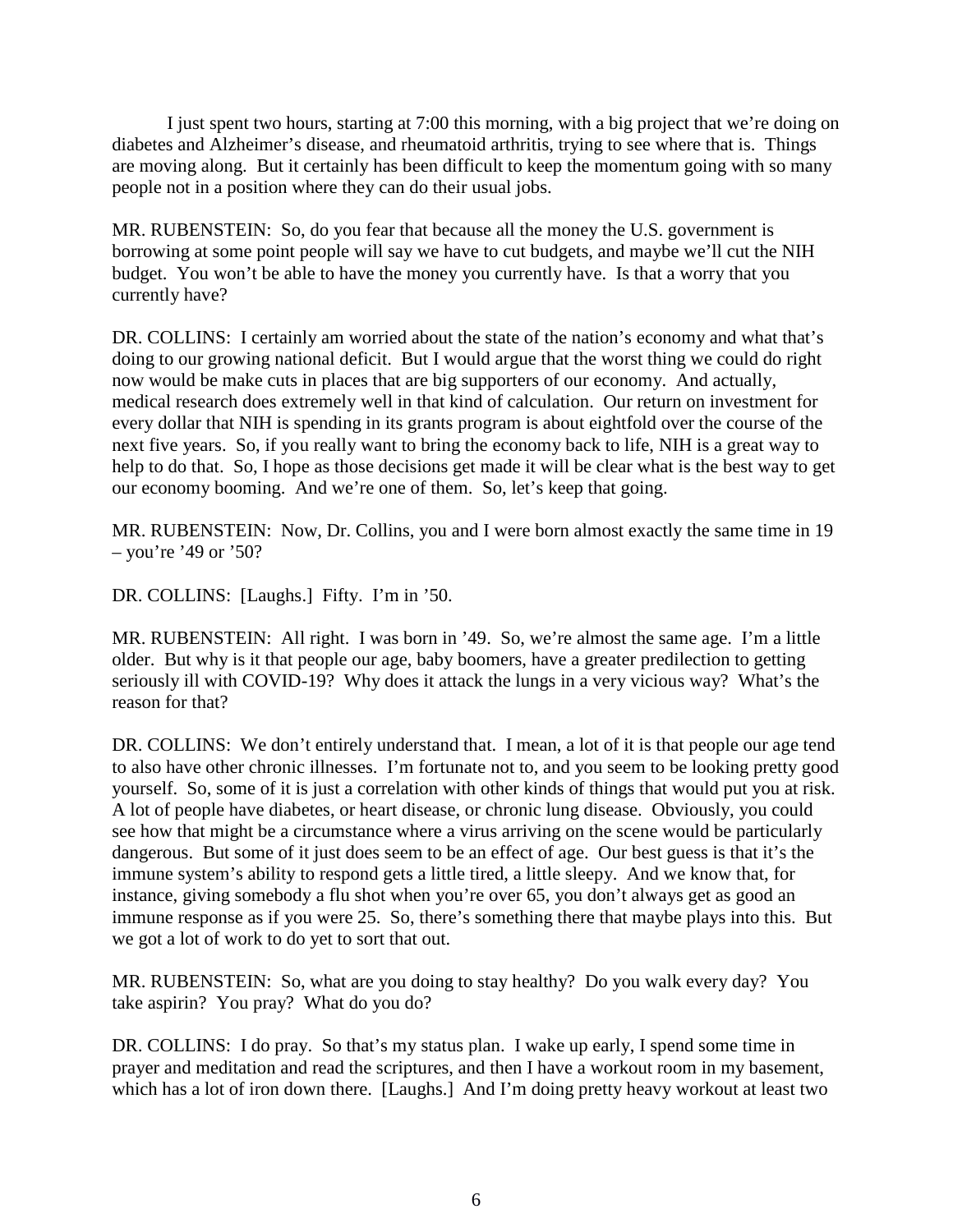I just spent two hours, starting at 7:00 this morning, with a big project that we're doing on diabetes and Alzheimer's disease, and rheumatoid arthritis, trying to see where that is. Things are moving along. But it certainly has been difficult to keep the momentum going with so many people not in a position where they can do their usual jobs.

MR. RUBENSTEIN: So, do you fear that because all the money the U.S. government is borrowing at some point people will say we have to cut budgets, and maybe we'll cut the NIH budget. You won't be able to have the money you currently have. Is that a worry that you currently have?

DR. COLLINS: I certainly am worried about the state of the nation's economy and what that's doing to our growing national deficit. But I would argue that the worst thing we could do right now would be make cuts in places that are big supporters of our economy. And actually, medical research does extremely well in that kind of calculation. Our return on investment for every dollar that NIH is spending in its grants program is about eightfold over the course of the next five years. So, if you really want to bring the economy back to life, NIH is a great way to help to do that. So, I hope as those decisions get made it will be clear what is the best way to get our economy booming. And we're one of them. So, let's keep that going.

MR. RUBENSTEIN: Now, Dr. Collins, you and I were born almost exactly the same time in 19 – you're '49 or '50?

DR. COLLINS: [Laughs.] Fifty. I'm in '50.

MR. RUBENSTEIN: All right. I was born in '49. So, we're almost the same age. I'm a little older. But why is it that people our age, baby boomers, have a greater predilection to getting seriously ill with COVID-19? Why does it attack the lungs in a very vicious way? What's the reason for that?

DR. COLLINS: We don't entirely understand that. I mean, a lot of it is that people our age tend to also have other chronic illnesses. I'm fortunate not to, and you seem to be looking pretty good yourself. So, some of it is just a correlation with other kinds of things that would put you at risk. A lot of people have diabetes, or heart disease, or chronic lung disease. Obviously, you could see how that might be a circumstance where a virus arriving on the scene would be particularly dangerous. But some of it just does seem to be an effect of age. Our best guess is that it's the immune system's ability to respond gets a little tired, a little sleepy. And we know that, for instance, giving somebody a flu shot when you're over 65, you don't always get as good an immune response as if you were 25. So, there's something there that maybe plays into this. But we got a lot of work to do yet to sort that out.

MR. RUBENSTEIN: So, what are you doing to stay healthy? Do you walk every day? You take aspirin? You pray? What do you do?

DR. COLLINS: I do pray. So that's my status plan. I wake up early, I spend some time in prayer and meditation and read the scriptures, and then I have a workout room in my basement, which has a lot of iron down there. [Laughs.] And I'm doing pretty heavy workout at least two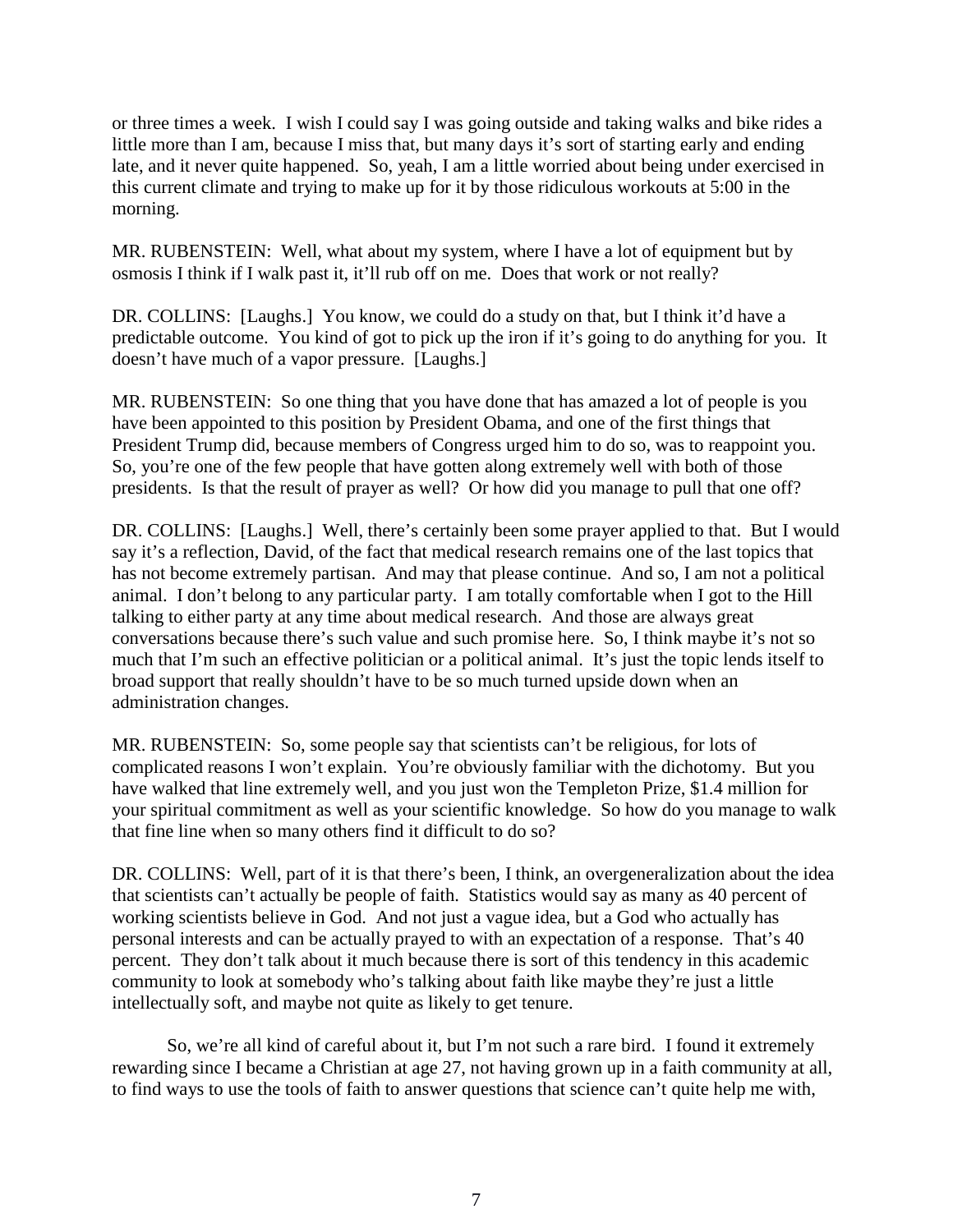or three times a week. I wish I could say I was going outside and taking walks and bike rides a little more than I am, because I miss that, but many days it's sort of starting early and ending late, and it never quite happened. So, yeah, I am a little worried about being under exercised in this current climate and trying to make up for it by those ridiculous workouts at 5:00 in the morning.

MR. RUBENSTEIN: Well, what about my system, where I have a lot of equipment but by osmosis I think if I walk past it, it'll rub off on me. Does that work or not really?

DR. COLLINS: [Laughs.] You know, we could do a study on that, but I think it'd have a predictable outcome. You kind of got to pick up the iron if it's going to do anything for you. It doesn't have much of a vapor pressure. [Laughs.]

MR. RUBENSTEIN: So one thing that you have done that has amazed a lot of people is you have been appointed to this position by President Obama, and one of the first things that President Trump did, because members of Congress urged him to do so, was to reappoint you. So, you're one of the few people that have gotten along extremely well with both of those presidents. Is that the result of prayer as well? Or how did you manage to pull that one off?

DR. COLLINS: [Laughs.] Well, there's certainly been some prayer applied to that. But I would say it's a reflection, David, of the fact that medical research remains one of the last topics that has not become extremely partisan. And may that please continue. And so, I am not a political animal. I don't belong to any particular party. I am totally comfortable when I got to the Hill talking to either party at any time about medical research. And those are always great conversations because there's such value and such promise here. So, I think maybe it's not so much that I'm such an effective politician or a political animal. It's just the topic lends itself to broad support that really shouldn't have to be so much turned upside down when an administration changes.

MR. RUBENSTEIN: So, some people say that scientists can't be religious, for lots of complicated reasons I won't explain. You're obviously familiar with the dichotomy. But you have walked that line extremely well, and you just won the Templeton Prize, $1.4 million for your spiritual commitment as well as your scientific knowledge. So how do you manage to walk that fine line when so many others find it difficult to do so?

DR. COLLINS: Well, part of it is that there's been, I think, an overgeneralization about the idea that scientists can't actually be people of faith. Statistics would say as many as 40 percent of working scientists believe in God. And not just a vague idea, but a God who actually has personal interests and can be actually prayed to with an expectation of a response. That's 40 percent. They don't talk about it much because there is sort of this tendency in this academic community to look at somebody who's talking about faith like maybe they're just a little intellectually soft, and maybe not quite as likely to get tenure.

So, we're all kind of careful about it, but I'm not such a rare bird. I found it extremely rewarding since I became a Christian at age 27, not having grown up in a faith community at all, to find ways to use the tools of faith to answer questions that science can't quite help me with,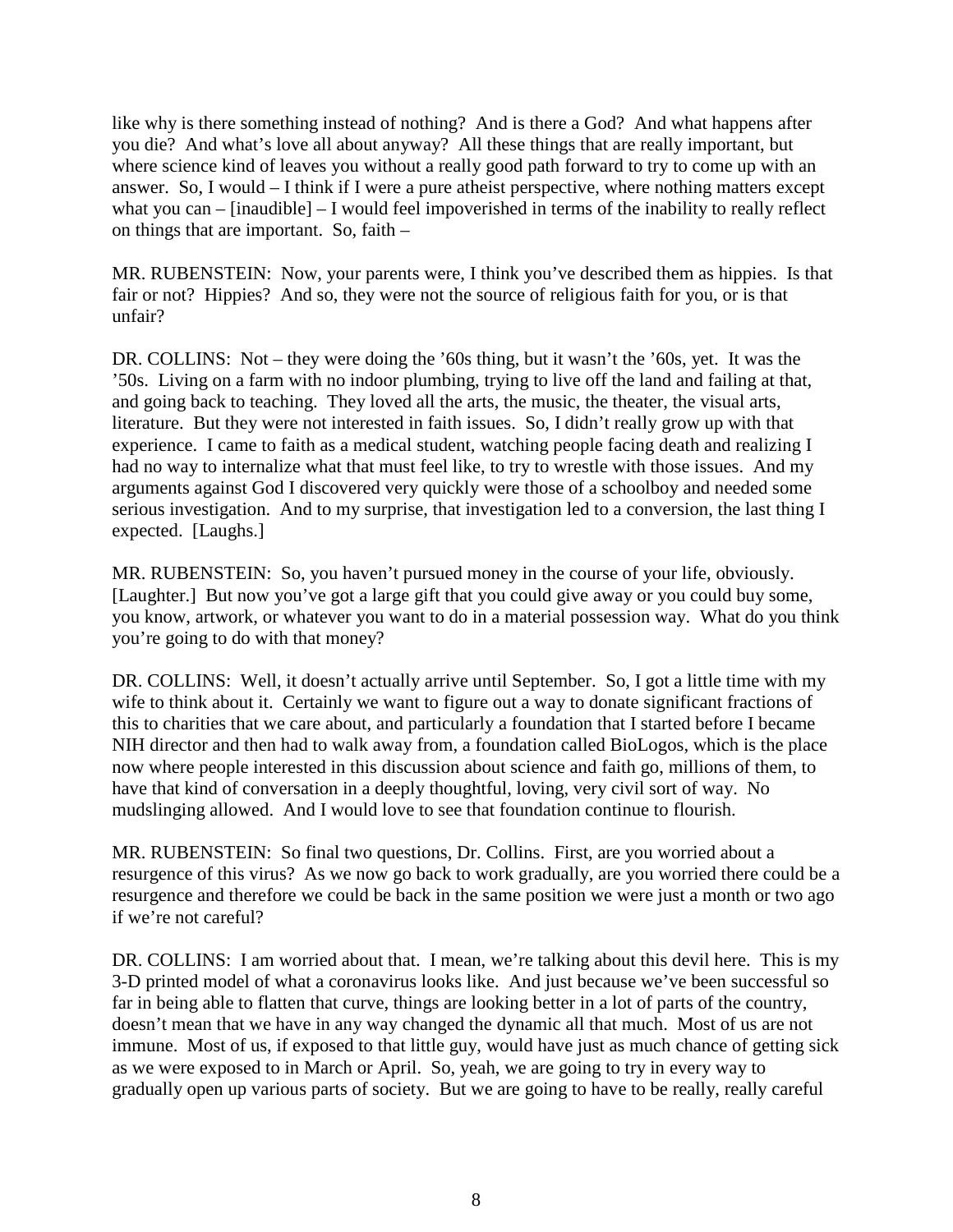like why is there something instead of nothing? And is there a God? And what happens after you die? And what's love all about anyway? All these things that are really important, but where science kind of leaves you without a really good path forward to try to come up with an answer. So, I would – I think if I were a pure atheist perspective, where nothing matters except what you can – [inaudible] – I would feel impoverished in terms of the inability to really reflect on things that are important. So, faith –

MR. RUBENSTEIN: Now, your parents were, I think you've described them as hippies. Is that fair or not? Hippies? And so, they were not the source of religious faith for you, or is that unfair?

DR. COLLINS: Not – they were doing the '60s thing, but it wasn't the '60s, yet. It was the '50s. Living on a farm with no indoor plumbing, trying to live off the land and failing at that, and going back to teaching. They loved all the arts, the music, the theater, the visual arts, literature. But they were not interested in faith issues. So, I didn't really grow up with that experience. I came to faith as a medical student, watching people facing death and realizing I had no way to internalize what that must feel like, to try to wrestle with those issues. And my arguments against God I discovered very quickly were those of a schoolboy and needed some serious investigation. And to my surprise, that investigation led to a conversion, the last thing I expected. [Laughs.]

MR. RUBENSTEIN: So, you haven't pursued money in the course of your life, obviously. [Laughter.] But now you've got a large gift that you could give away or you could buy some, you know, artwork, or whatever you want to do in a material possession way. What do you think you're going to do with that money?

DR. COLLINS: Well, it doesn't actually arrive until September. So, I got a little time with my wife to think about it. Certainly we want to figure out a way to donate significant fractions of this to charities that we care about, and particularly a foundation that I started before I became NIH director and then had to walk away from, a foundation called BioLogos, which is the place now where people interested in this discussion about science and faith go, millions of them, to have that kind of conversation in a deeply thoughtful, loving, very civil sort of way. No mudslinging allowed. And I would love to see that foundation continue to flourish.

MR. RUBENSTEIN: So final two questions, Dr. Collins. First, are you worried about a resurgence of this virus? As we now go back to work gradually, are you worried there could be a resurgence and therefore we could be back in the same position we were just a month or two ago if we're not careful?

DR. COLLINS: I am worried about that. I mean, we're talking about this devil here. This is my 3-D printed model of what a coronavirus looks like. And just because we've been successful so far in being able to flatten that curve, things are looking better in a lot of parts of the country, doesn't mean that we have in any way changed the dynamic all that much. Most of us are not immune. Most of us, if exposed to that little guy, would have just as much chance of getting sick as we were exposed to in March or April. So, yeah, we are going to try in every way to gradually open up various parts of society. But we are going to have to be really, really careful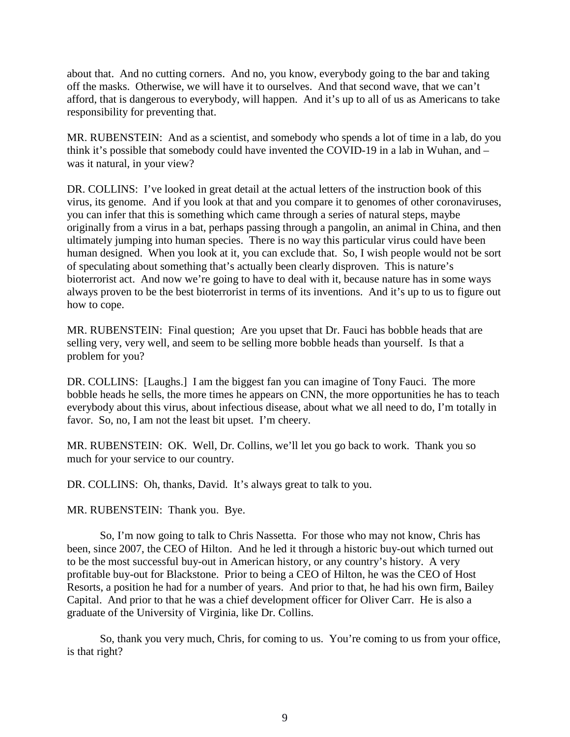about that. And no cutting corners. And no, you know, everybody going to the bar and taking off the masks. Otherwise, we will have it to ourselves. And that second wave, that we can't afford, that is dangerous to everybody, will happen. And it's up to all of us as Americans to take responsibility for preventing that.

MR. RUBENSTEIN: And as a scientist, and somebody who spends a lot of time in a lab, do you think it's possible that somebody could have invented the COVID-19 in a lab in Wuhan, and – was it natural, in your view?

DR. COLLINS: I've looked in great detail at the actual letters of the instruction book of this virus, its genome. And if you look at that and you compare it to genomes of other coronaviruses, you can infer that this is something which came through a series of natural steps, maybe originally from a virus in a bat, perhaps passing through a pangolin, an animal in China, and then ultimately jumping into human species. There is no way this particular virus could have been human designed. When you look at it, you can exclude that. So, I wish people would not be sort of speculating about something that's actually been clearly disproven. This is nature's bioterrorist act. And now we're going to have to deal with it, because nature has in some ways always proven to be the best bioterrorist in terms of its inventions. And it's up to us to figure out how to cope.

MR. RUBENSTEIN: Final question; Are you upset that Dr. Fauci has bobble heads that are selling very, very well, and seem to be selling more bobble heads than yourself. Is that a problem for you?

DR. COLLINS: [Laughs.] I am the biggest fan you can imagine of Tony Fauci. The more bobble heads he sells, the more times he appears on CNN, the more opportunities he has to teach everybody about this virus, about infectious disease, about what we all need to do, I'm totally in favor. So, no, I am not the least bit upset. I'm cheery.

MR. RUBENSTEIN: OK. Well, Dr. Collins, we'll let you go back to work. Thank you so much for your service to our country.

DR. COLLINS: Oh, thanks, David. It's always great to talk to you.

MR. RUBENSTEIN: Thank you. Bye.

So, I'm now going to talk to Chris Nassetta. For those who may not know, Chris has been, since 2007, the CEO of Hilton. And he led it through a historic buy-out which turned out to be the most successful buy-out in American history, or any country's history. A very profitable buy-out for Blackstone. Prior to being a CEO of Hilton, he was the CEO of Host Resorts, a position he had for a number of years. And prior to that, he had his own firm, Bailey Capital. And prior to that he was a chief development officer for Oliver Carr. He is also a graduate of the University of Virginia, like Dr. Collins.

So, thank you very much, Chris, for coming to us. You're coming to us from your office, is that right?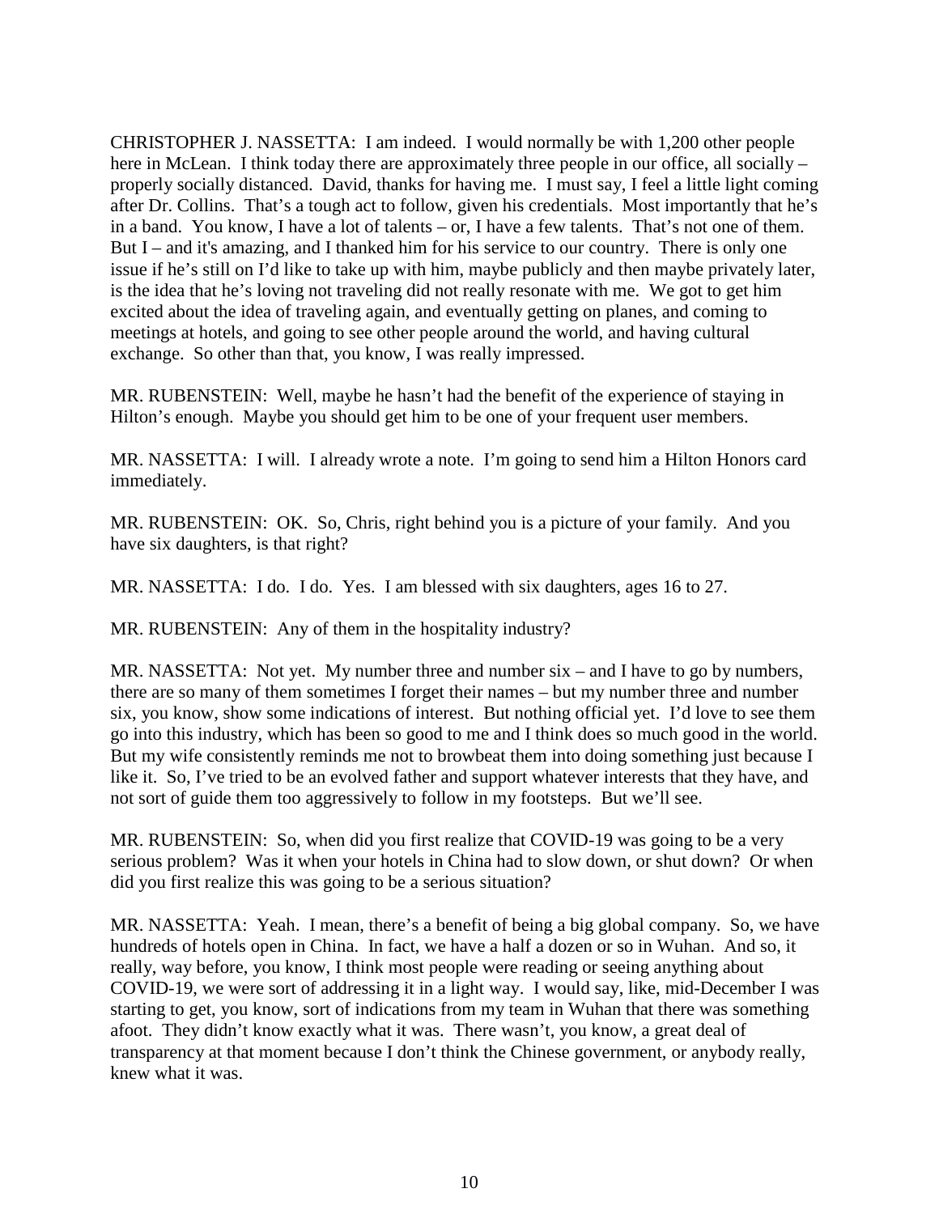CHRISTOPHER J. NASSETTA: I am indeed. I would normally be with 1,200 other people here in McLean. I think today there are approximately three people in our office, all socially – properly socially distanced. David, thanks for having me. I must say, I feel a little light coming after Dr. Collins. That's a tough act to follow, given his credentials. Most importantly that he's in a band. You know, I have a lot of talents – or, I have a few talents. That's not one of them. But I – and it's amazing, and I thanked him for his service to our country. There is only one issue if he's still on I'd like to take up with him, maybe publicly and then maybe privately later, is the idea that he's loving not traveling did not really resonate with me. We got to get him excited about the idea of traveling again, and eventually getting on planes, and coming to meetings at hotels, and going to see other people around the world, and having cultural exchange. So other than that, you know, I was really impressed.

MR. RUBENSTEIN: Well, maybe he hasn't had the benefit of the experience of staying in Hilton's enough. Maybe you should get him to be one of your frequent user members.

MR. NASSETTA: I will. I already wrote a note. I'm going to send him a Hilton Honors card immediately.

MR. RUBENSTEIN: OK. So, Chris, right behind you is a picture of your family. And you have six daughters, is that right?

MR. NASSETTA: I do. I do. Yes. I am blessed with six daughters, ages 16 to 27.

MR. RUBENSTEIN: Any of them in the hospitality industry?

MR. NASSETTA: Not yet. My number three and number six – and I have to go by numbers, there are so many of them sometimes I forget their names – but my number three and number six, you know, show some indications of interest. But nothing official yet. I'd love to see them go into this industry, which has been so good to me and I think does so much good in the world. But my wife consistently reminds me not to browbeat them into doing something just because I like it. So, I've tried to be an evolved father and support whatever interests that they have, and not sort of guide them too aggressively to follow in my footsteps. But we'll see.

MR. RUBENSTEIN: So, when did you first realize that COVID-19 was going to be a very serious problem? Was it when your hotels in China had to slow down, or shut down? Or when did you first realize this was going to be a serious situation?

MR. NASSETTA: Yeah. I mean, there's a benefit of being a big global company. So, we have hundreds of hotels open in China. In fact, we have a half a dozen or so in Wuhan. And so, it really, way before, you know, I think most people were reading or seeing anything about COVID-19, we were sort of addressing it in a light way. I would say, like, mid-December I was starting to get, you know, sort of indications from my team in Wuhan that there was something afoot. They didn't know exactly what it was. There wasn't, you know, a great deal of transparency at that moment because I don't think the Chinese government, or anybody really, knew what it was.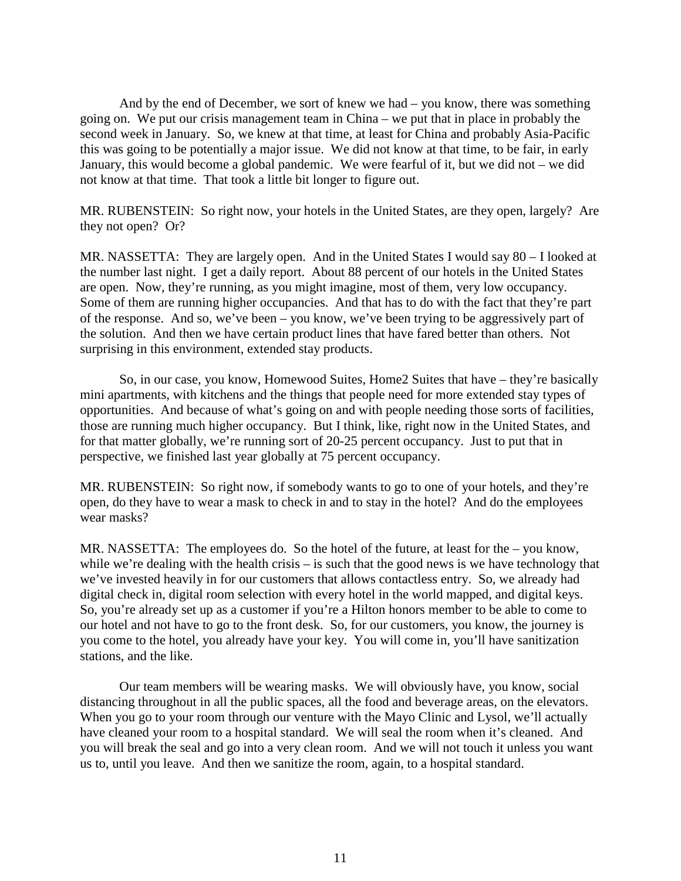And by the end of December, we sort of knew we had – you know, there was something going on. We put our crisis management team in China – we put that in place in probably the second week in January. So, we knew at that time, at least for China and probably Asia-Pacific this was going to be potentially a major issue. We did not know at that time, to be fair, in early January, this would become a global pandemic. We were fearful of it, but we did not – we did not know at that time. That took a little bit longer to figure out.

MR. RUBENSTEIN: So right now, your hotels in the United States, are they open, largely? Are they not open? Or?

MR. NASSETTA: They are largely open. And in the United States I would say 80 – I looked at the number last night. I get a daily report. About 88 percent of our hotels in the United States are open. Now, they're running, as you might imagine, most of them, very low occupancy. Some of them are running higher occupancies. And that has to do with the fact that they're part of the response. And so, we've been – you know, we've been trying to be aggressively part of the solution. And then we have certain product lines that have fared better than others. Not surprising in this environment, extended stay products.

So, in our case, you know, Homewood Suites, Home2 Suites that have – they're basically mini apartments, with kitchens and the things that people need for more extended stay types of opportunities. And because of what's going on and with people needing those sorts of facilities, those are running much higher occupancy. But I think, like, right now in the United States, and for that matter globally, we're running sort of 20-25 percent occupancy. Just to put that in perspective, we finished last year globally at 75 percent occupancy.

MR. RUBENSTEIN: So right now, if somebody wants to go to one of your hotels, and they're open, do they have to wear a mask to check in and to stay in the hotel? And do the employees wear masks?

MR. NASSETTA: The employees do. So the hotel of the future, at least for the – you know, while we're dealing with the health crisis – is such that the good news is we have technology that we've invested heavily in for our customers that allows contactless entry. So, we already had digital check in, digital room selection with every hotel in the world mapped, and digital keys. So, you're already set up as a customer if you're a Hilton honors member to be able to come to our hotel and not have to go to the front desk. So, for our customers, you know, the journey is you come to the hotel, you already have your key. You will come in, you'll have sanitization stations, and the like.

Our team members will be wearing masks. We will obviously have, you know, social distancing throughout in all the public spaces, all the food and beverage areas, on the elevators. When you go to your room through our venture with the Mayo Clinic and Lysol, we'll actually have cleaned your room to a hospital standard. We will seal the room when it's cleaned. And you will break the seal and go into a very clean room. And we will not touch it unless you want us to, until you leave. And then we sanitize the room, again, to a hospital standard.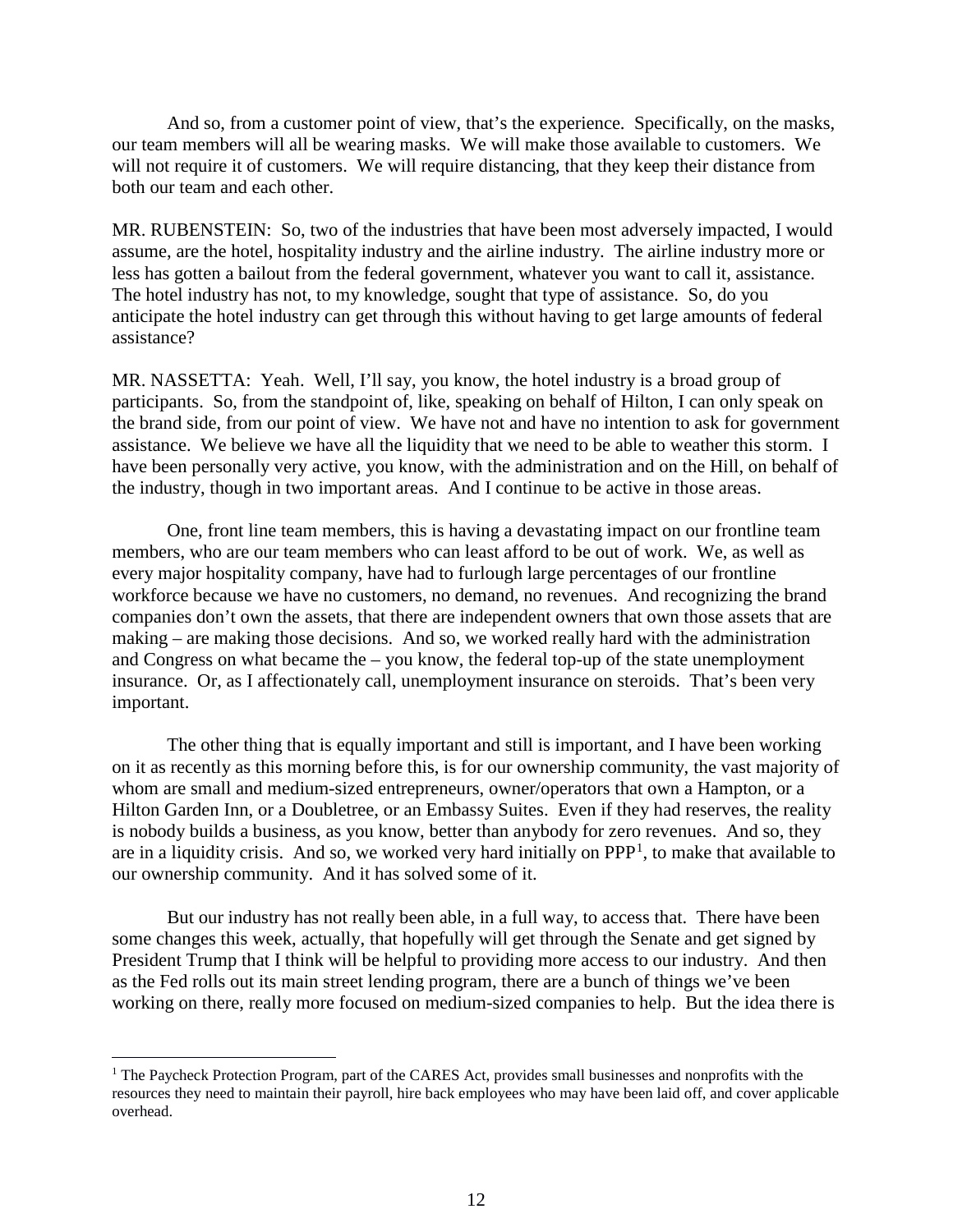And so, from a customer point of view, that's the experience. Specifically, on the masks, our team members will all be wearing masks. We will make those available to customers. We will not require it of customers. We will require distancing, that they keep their distance from both our team and each other.

MR. RUBENSTEIN: So, two of the industries that have been most adversely impacted, I would assume, are the hotel, hospitality industry and the airline industry. The airline industry more or less has gotten a bailout from the federal government, whatever you want to call it, assistance. The hotel industry has not, to my knowledge, sought that type of assistance. So, do you anticipate the hotel industry can get through this without having to get large amounts of federal assistance?

MR. NASSETTA: Yeah. Well, I'll say, you know, the hotel industry is a broad group of participants. So, from the standpoint of, like, speaking on behalf of Hilton, I can only speak on the brand side, from our point of view. We have not and have no intention to ask for government assistance. We believe we have all the liquidity that we need to be able to weather this storm. I have been personally very active, you know, with the administration and on the Hill, on behalf of the industry, though in two important areas. And I continue to be active in those areas.

One, front line team members, this is having a devastating impact on our frontline team members, who are our team members who can least afford to be out of work. We, as well as every major hospitality company, have had to furlough large percentages of our frontline workforce because we have no customers, no demand, no revenues. And recognizing the brand companies don't own the assets, that there are independent owners that own those assets that are making – are making those decisions. And so, we worked really hard with the administration and Congress on what became the – you know, the federal top-up of the state unemployment insurance. Or, as I affectionately call, unemployment insurance on steroids. That's been very important.

The other thing that is equally important and still is important, and I have been working on it as recently as this morning before this, is for our ownership community, the vast majority of whom are small and medium-sized entrepreneurs, owner/operators that own a Hampton, or a Hilton Garden Inn, or a Doubletree, or an Embassy Suites. Even if they had reserves, the reality is nobody builds a business, as you know, better than anybody for zero revenues. And so, they are in a liquidity crisis. And so, we worked very hard initially on PPP[1], to make that available to our ownership community. And it has solved some of it.

But our industry has not really been able, in a full way, to access that. There have been some changes this week, actually, that hopefully will get through the Senate and get signed by President Trump that I think will be helpful to providing more access to our industry. And then as the Fed rolls out its main street lending program, there are a bunch of things we've been working on there, really more focused on medium-sized companies to help. But the idea there is

[1] The Paycheck Protection Program, part of the CARES Act, provides small businesses and nonprofits with the resources they need to maintain their payroll, hire back employees who may have been laid off, and cover applicable overhead.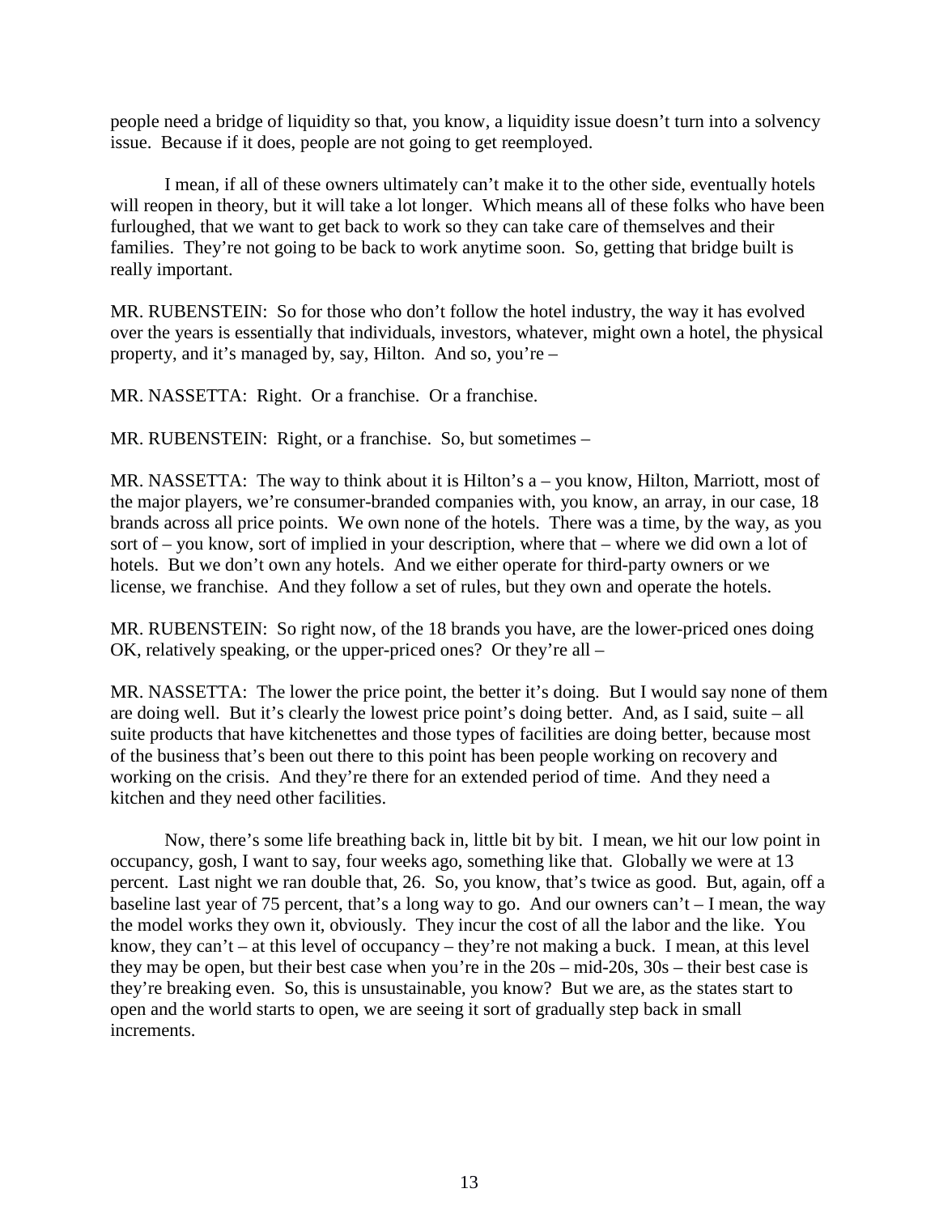people need a bridge of liquidity so that, you know, a liquidity issue doesn't turn into a solvency issue. Because if it does, people are not going to get reemployed.

I mean, if all of these owners ultimately can't make it to the other side, eventually hotels will reopen in theory, but it will take a lot longer. Which means all of these folks who have been furloughed, that we want to get back to work so they can take care of themselves and their families. They're not going to be back to work anytime soon. So, getting that bridge built is really important.

MR. RUBENSTEIN: So for those who don't follow the hotel industry, the way it has evolved over the years is essentially that individuals, investors, whatever, might own a hotel, the physical property, and it's managed by, say, Hilton. And so, you're –

MR. NASSETTA: Right. Or a franchise. Or a franchise.

MR. RUBENSTEIN: Right, or a franchise. So, but sometimes –

MR. NASSETTA: The way to think about it is Hilton's a – you know, Hilton, Marriott, most of the major players, we're consumer-branded companies with, you know, an array, in our case, 18 brands across all price points. We own none of the hotels. There was a time, by the way, as you sort of – you know, sort of implied in your description, where that – where we did own a lot of hotels. But we don't own any hotels. And we either operate for third-party owners or we license, we franchise. And they follow a set of rules, but they own and operate the hotels.

MR. RUBENSTEIN: So right now, of the 18 brands you have, are the lower-priced ones doing OK, relatively speaking, or the upper-priced ones? Or they're all –

MR. NASSETTA: The lower the price point, the better it's doing. But I would say none of them are doing well. But it's clearly the lowest price point's doing better. And, as I said, suite – all suite products that have kitchenettes and those types of facilities are doing better, because most of the business that's been out there to this point has been people working on recovery and working on the crisis. And they're there for an extended period of time. And they need a kitchen and they need other facilities.

Now, there's some life breathing back in, little bit by bit. I mean, we hit our low point in occupancy, gosh, I want to say, four weeks ago, something like that. Globally we were at 13 percent. Last night we ran double that, 26. So, you know, that's twice as good. But, again, off a baseline last year of 75 percent, that's a long way to go. And our owners can't – I mean, the way the model works they own it, obviously. They incur the cost of all the labor and the like. You know, they can't – at this level of occupancy – they're not making a buck. I mean, at this level they may be open, but their best case when you're in the 20s – mid-20s, 30s – their best case is they're breaking even. So, this is unsustainable, you know? But we are, as the states start to open and the world starts to open, we are seeing it sort of gradually step back in small increments.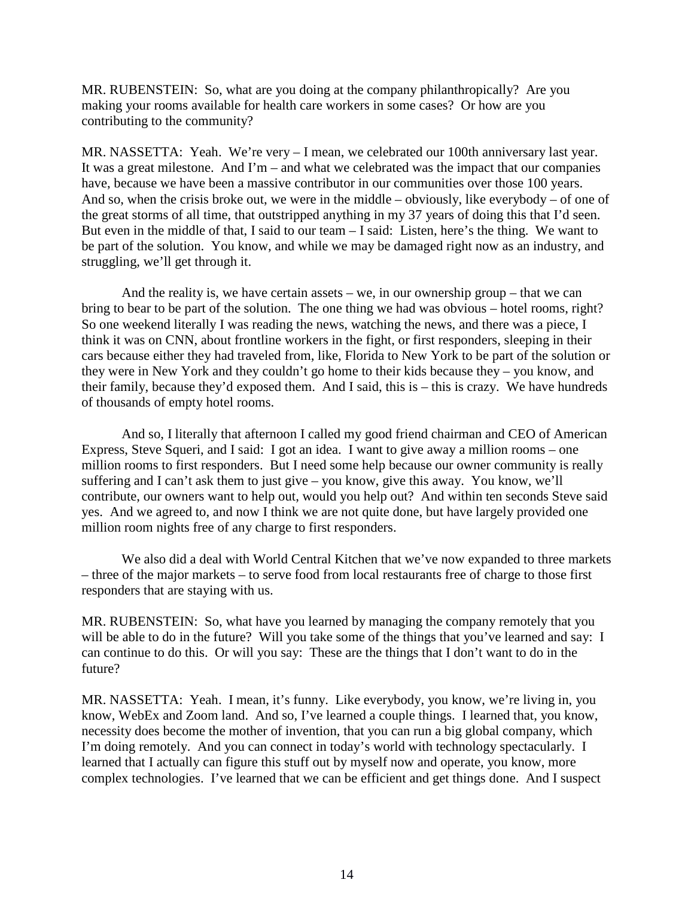MR. RUBENSTEIN: So, what are you doing at the company philanthropically? Are you making your rooms available for health care workers in some cases? Or how are you contributing to the community?

MR. NASSETTA: Yeah. We're very – I mean, we celebrated our 100th anniversary last year. It was a great milestone. And I'm – and what we celebrated was the impact that our companies have, because we have been a massive contributor in our communities over those 100 years. And so, when the crisis broke out, we were in the middle – obviously, like everybody – of one of the great storms of all time, that outstripped anything in my 37 years of doing this that I'd seen. But even in the middle of that, I said to our team – I said: Listen, here's the thing. We want to be part of the solution. You know, and while we may be damaged right now as an industry, and struggling, we'll get through it.

And the reality is, we have certain assets – we, in our ownership group – that we can bring to bear to be part of the solution. The one thing we had was obvious – hotel rooms, right? So one weekend literally I was reading the news, watching the news, and there was a piece, I think it was on CNN, about frontline workers in the fight, or first responders, sleeping in their cars because either they had traveled from, like, Florida to New York to be part of the solution or they were in New York and they couldn't go home to their kids because they – you know, and their family, because they'd exposed them. And I said, this is – this is crazy. We have hundreds of thousands of empty hotel rooms.

And so, I literally that afternoon I called my good friend chairman and CEO of American Express, Steve Squeri, and I said: I got an idea. I want to give away a million rooms – one million rooms to first responders. But I need some help because our owner community is really suffering and I can't ask them to just give – you know, give this away. You know, we'll contribute, our owners want to help out, would you help out? And within ten seconds Steve said yes. And we agreed to, and now I think we are not quite done, but have largely provided one million room nights free of any charge to first responders.

We also did a deal with World Central Kitchen that we've now expanded to three markets – three of the major markets – to serve food from local restaurants free of charge to those first responders that are staying with us.

MR. RUBENSTEIN: So, what have you learned by managing the company remotely that you will be able to do in the future? Will you take some of the things that you've learned and say: I can continue to do this. Or will you say: These are the things that I don't want to do in the future?

MR. NASSETTA: Yeah. I mean, it's funny. Like everybody, you know, we're living in, you know, WebEx and Zoom land. And so, I've learned a couple things. I learned that, you know, necessity does become the mother of invention, that you can run a big global company, which I'm doing remotely. And you can connect in today's world with technology spectacularly. I learned that I actually can figure this stuff out by myself now and operate, you know, more complex technologies. I've learned that we can be efficient and get things done. And I suspect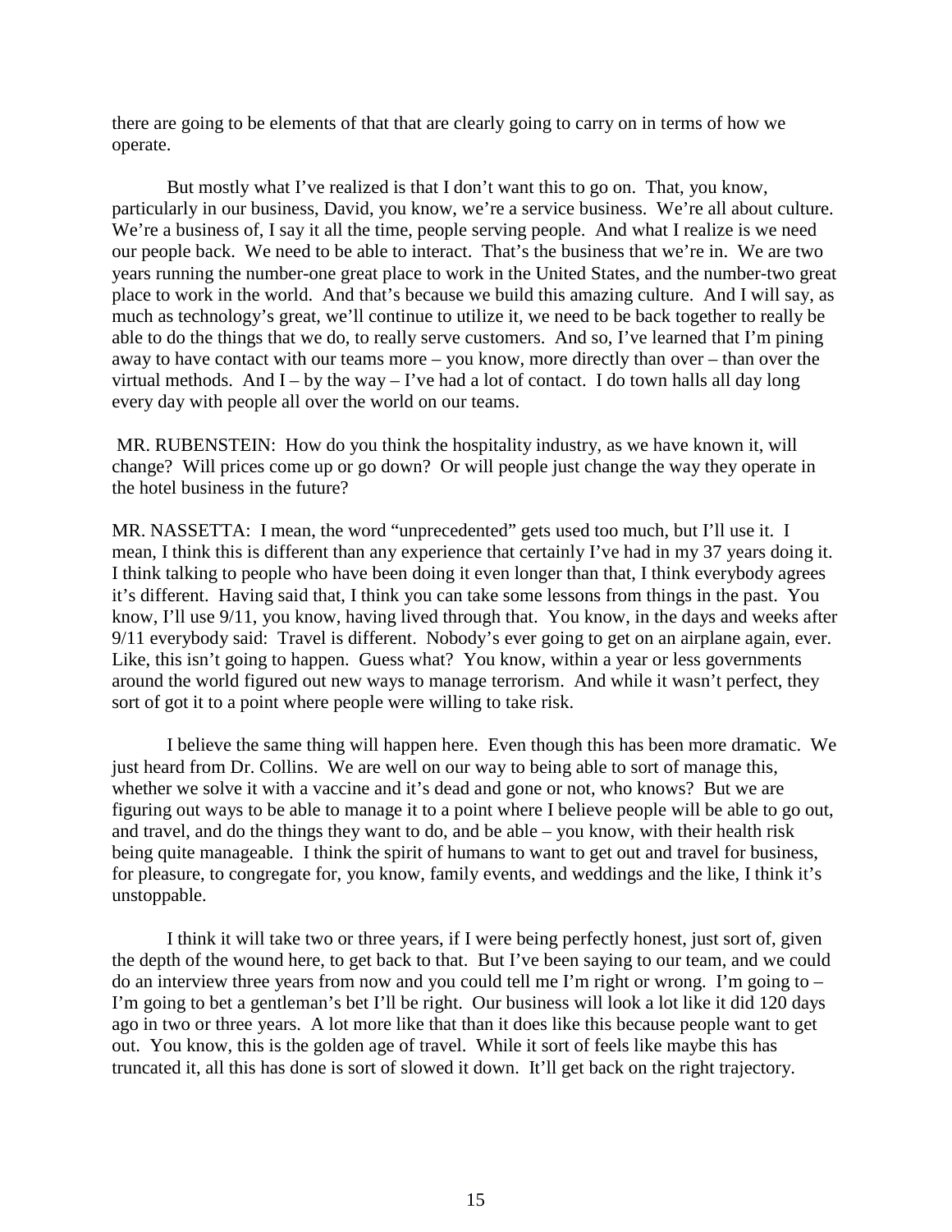there are going to be elements of that that are clearly going to carry on in terms of how we operate.

But mostly what I've realized is that I don't want this to go on. That, you know, particularly in our business, David, you know, we're a service business. We're all about culture. We're a business of, I say it all the time, people serving people. And what I realize is we need our people back. We need to be able to interact. That's the business that we're in. We are two years running the number-one great place to work in the United States, and the number-two great place to work in the world. And that's because we build this amazing culture. And I will say, as much as technology's great, we'll continue to utilize it, we need to be back together to really be able to do the things that we do, to really serve customers. And so, I've learned that I'm pining away to have contact with our teams more – you know, more directly than over – than over the virtual methods. And I – by the way – I've had a lot of contact. I do town halls all day long every day with people all over the world on our teams.

MR. RUBENSTEIN: How do you think the hospitality industry, as we have known it, will change? Will prices come up or go down? Or will people just change the way they operate in the hotel business in the future?

MR. NASSETTA: I mean, the word "unprecedented" gets used too much, but I'll use it. I mean, I think this is different than any experience that certainly I've had in my 37 years doing it. I think talking to people who have been doing it even longer than that, I think everybody agrees it's different. Having said that, I think you can take some lessons from things in the past. You know, I'll use 9/11, you know, having lived through that. You know, in the days and weeks after 9/11 everybody said: Travel is different. Nobody's ever going to get on an airplane again, ever. Like, this isn't going to happen. Guess what? You know, within a year or less governments around the world figured out new ways to manage terrorism. And while it wasn't perfect, they sort of got it to a point where people were willing to take risk.

I believe the same thing will happen here. Even though this has been more dramatic. We just heard from Dr. Collins. We are well on our way to being able to sort of manage this, whether we solve it with a vaccine and it's dead and gone or not, who knows? But we are figuring out ways to be able to manage it to a point where I believe people will be able to go out, and travel, and do the things they want to do, and be able – you know, with their health risk being quite manageable. I think the spirit of humans to want to get out and travel for business, for pleasure, to congregate for, you know, family events, and weddings and the like, I think it's unstoppable.

I think it will take two or three years, if I were being perfectly honest, just sort of, given the depth of the wound here, to get back to that. But I've been saying to our team, and we could do an interview three years from now and you could tell me I'm right or wrong. I'm going to – I'm going to bet a gentleman's bet I'll be right. Our business will look a lot like it did 120 days ago in two or three years. A lot more like that than it does like this because people want to get out. You know, this is the golden age of travel. While it sort of feels like maybe this has truncated it, all this has done is sort of slowed it down. It'll get back on the right trajectory.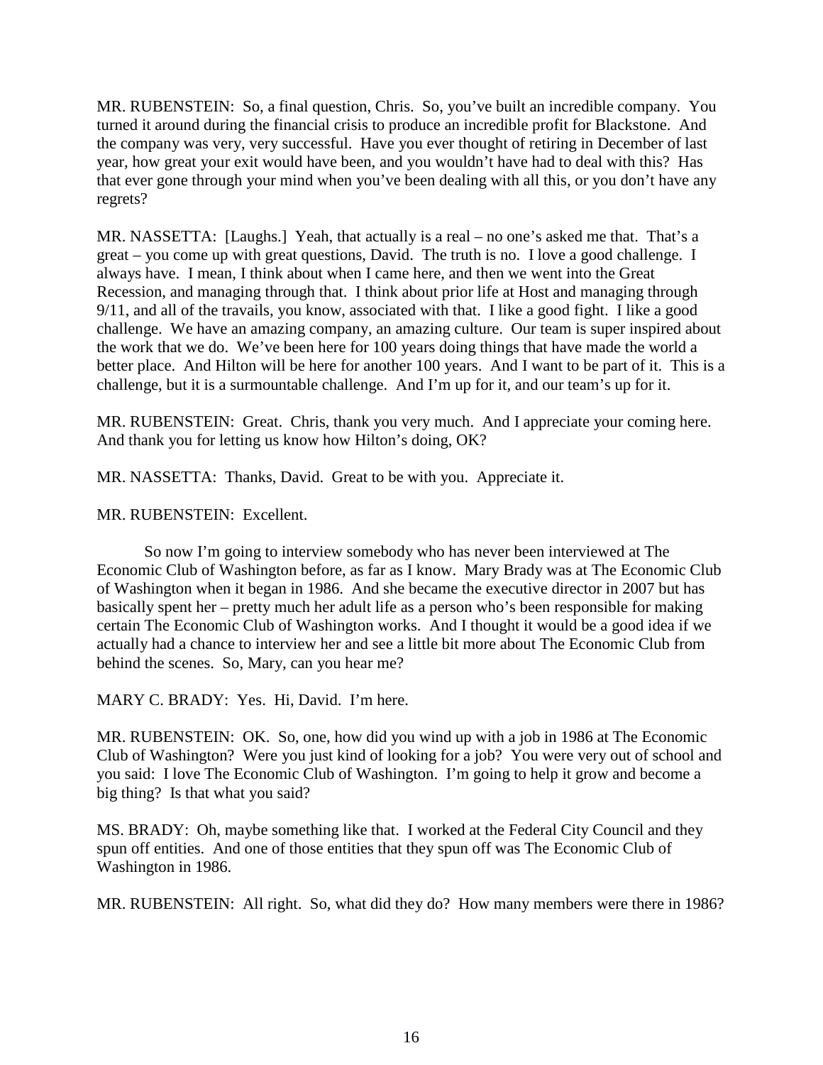MR. RUBENSTEIN: So, a final question, Chris. So, you've built an incredible company. You turned it around during the financial crisis to produce an incredible profit for Blackstone. And the company was very, very successful. Have you ever thought of retiring in December of last year, how great your exit would have been, and you wouldn't have had to deal with this? Has that ever gone through your mind when you've been dealing with all this, or you don't have any regrets?

MR. NASSETTA: [Laughs.] Yeah, that actually is a real – no one's asked me that. That's a great – you come up with great questions, David. The truth is no. I love a good challenge. I always have. I mean, I think about when I came here, and then we went into the Great Recession, and managing through that. I think about prior life at Host and managing through 9/11, and all of the travails, you know, associated with that. I like a good fight. I like a good challenge. We have an amazing company, an amazing culture. Our team is super inspired about the work that we do. We've been here for 100 years doing things that have made the world a better place. And Hilton will be here for another 100 years. And I want to be part of it. This is a challenge, but it is a surmountable challenge. And I'm up for it, and our team's up for it.

MR. RUBENSTEIN: Great. Chris, thank you very much. And I appreciate your coming here. And thank you for letting us know how Hilton's doing, OK?

MR. NASSETTA: Thanks, David. Great to be with you. Appreciate it.

MR. RUBENSTEIN: Excellent.

So now I'm going to interview somebody who has never been interviewed at The Economic Club of Washington before, as far as I know. Mary Brady was at The Economic Club of Washington when it began in 1986. And she became the executive director in 2007 but has basically spent her – pretty much her adult life as a person who's been responsible for making certain The Economic Club of Washington works. And I thought it would be a good idea if we actually had a chance to interview her and see a little bit more about The Economic Club from behind the scenes. So, Mary, can you hear me?

MARY C. BRADY: Yes. Hi, David. I'm here.

MR. RUBENSTEIN: OK. So, one, how did you wind up with a job in 1986 at The Economic Club of Washington? Were you just kind of looking for a job? You were very out of school and you said: I love The Economic Club of Washington. I'm going to help it grow and become a big thing? Is that what you said?

MS. BRADY: Oh, maybe something like that. I worked at the Federal City Council and they spun off entities. And one of those entities that they spun off was The Economic Club of Washington in 1986.

MR. RUBENSTEIN: All right. So, what did they do? How many members were there in 1986?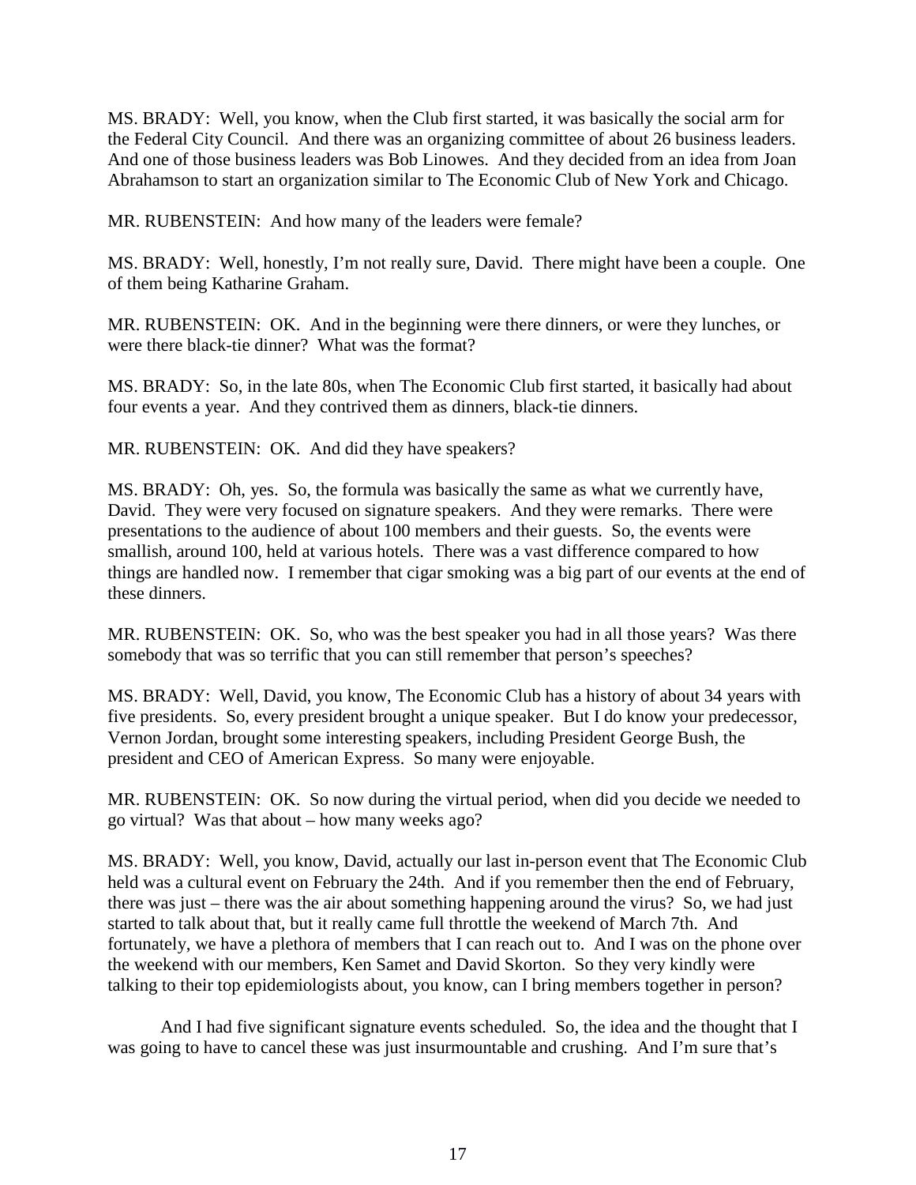MS. BRADY: Well, you know, when the Club first started, it was basically the social arm for the Federal City Council. And there was an organizing committee of about 26 business leaders. And one of those business leaders was Bob Linowes. And they decided from an idea from Joan Abrahamson to start an organization similar to The Economic Club of New York and Chicago.

MR. RUBENSTEIN: And how many of the leaders were female?

MS. BRADY: Well, honestly, I'm not really sure, David. There might have been a couple. One of them being Katharine Graham.

MR. RUBENSTEIN: OK. And in the beginning were there dinners, or were they lunches, or were there black-tie dinner? What was the format?

MS. BRADY: So, in the late 80s, when The Economic Club first started, it basically had about four events a year. And they contrived them as dinners, black-tie dinners.

MR. RUBENSTEIN: OK. And did they have speakers?

MS. BRADY: Oh, yes. So, the formula was basically the same as what we currently have, David. They were very focused on signature speakers. And they were remarks. There were presentations to the audience of about 100 members and their guests. So, the events were smallish, around 100, held at various hotels. There was a vast difference compared to how things are handled now. I remember that cigar smoking was a big part of our events at the end of these dinners.

MR. RUBENSTEIN: OK. So, who was the best speaker you had in all those years? Was there somebody that was so terrific that you can still remember that person's speeches?

MS. BRADY: Well, David, you know, The Economic Club has a history of about 34 years with five presidents. So, every president brought a unique speaker. But I do know your predecessor, Vernon Jordan, brought some interesting speakers, including President George Bush, the president and CEO of American Express. So many were enjoyable.

MR. RUBENSTEIN: OK. So now during the virtual period, when did you decide we needed to go virtual? Was that about – how many weeks ago?

MS. BRADY: Well, you know, David, actually our last in-person event that The Economic Club held was a cultural event on February the 24th. And if you remember then the end of February, there was just – there was the air about something happening around the virus? So, we had just started to talk about that, but it really came full throttle the weekend of March 7th. And fortunately, we have a plethora of members that I can reach out to. And I was on the phone over the weekend with our members, Ken Samet and David Skorton. So they very kindly were talking to their top epidemiologists about, you know, can I bring members together in person?

And I had five significant signature events scheduled. So, the idea and the thought that I was going to have to cancel these was just insurmountable and crushing. And I'm sure that's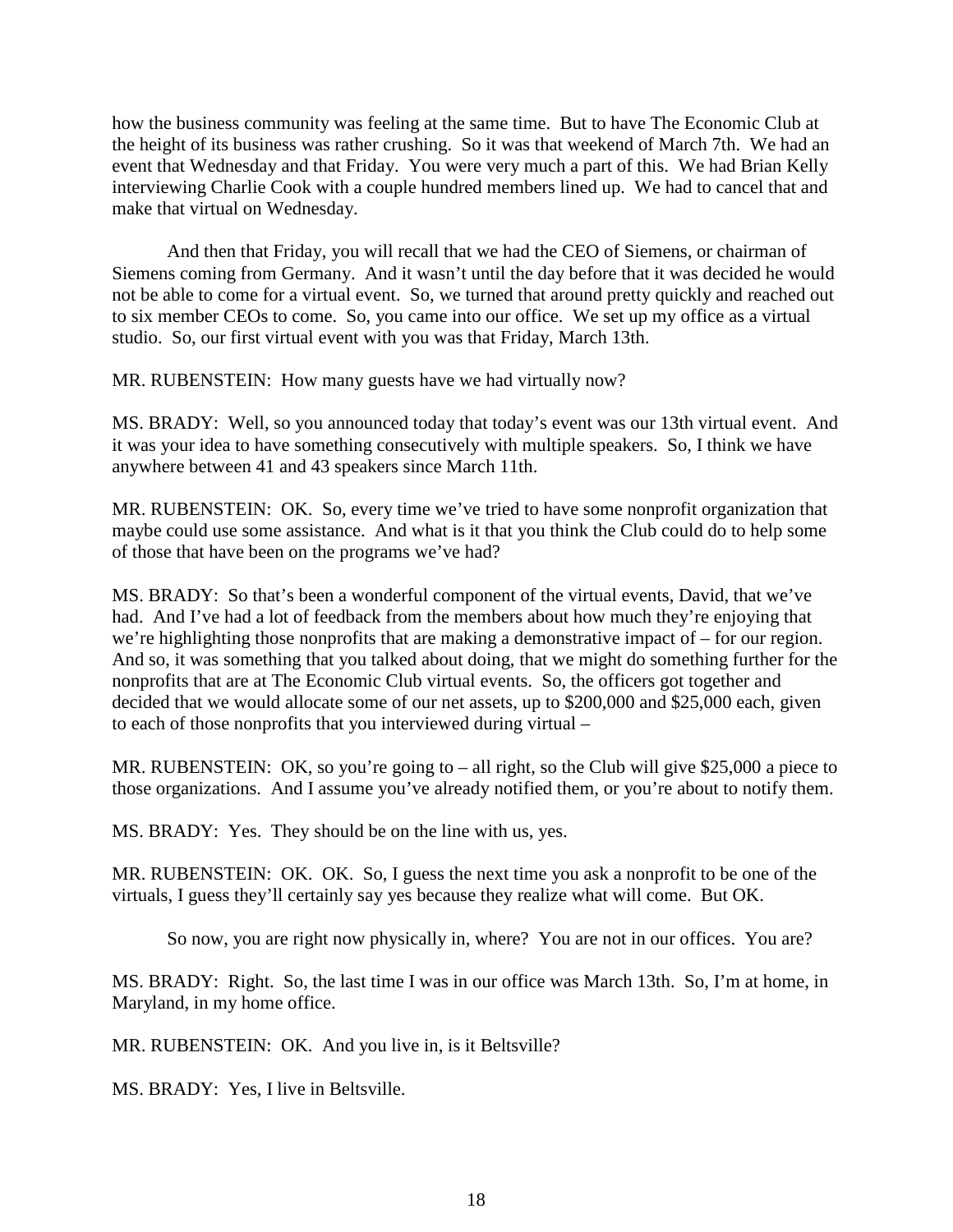how the business community was feeling at the same time. But to have The Economic Club at the height of its business was rather crushing. So it was that weekend of March 7th. We had an event that Wednesday and that Friday. You were very much a part of this. We had Brian Kelly interviewing Charlie Cook with a couple hundred members lined up. We had to cancel that and make that virtual on Wednesday.

And then that Friday, you will recall that we had the CEO of Siemens, or chairman of Siemens coming from Germany. And it wasn't until the day before that it was decided he would not be able to come for a virtual event. So, we turned that around pretty quickly and reached out to six member CEOs to come. So, you came into our office. We set up my office as a virtual studio. So, our first virtual event with you was that Friday, March 13th.

MR. RUBENSTEIN: How many guests have we had virtually now?

MS. BRADY: Well, so you announced today that today's event was our 13th virtual event. And it was your idea to have something consecutively with multiple speakers. So, I think we have anywhere between 41 and 43 speakers since March 11th.

MR. RUBENSTEIN: OK. So, every time we've tried to have some nonprofit organization that maybe could use some assistance. And what is it that you think the Club could do to help some of those that have been on the programs we've had?

MS. BRADY: So that's been a wonderful component of the virtual events, David, that we've had. And I've had a lot of feedback from the members about how much they're enjoying that we're highlighting those nonprofits that are making a demonstrative impact of – for our region. And so, it was something that you talked about doing, that we might do something further for the nonprofits that are at The Economic Club virtual events. So, the officers got together and decided that we would allocate some of our net assets, up to $200,000 and $25,000 each, given to each of those nonprofits that you interviewed during virtual –

MR. RUBENSTEIN: OK, so you're going to – all right, so the Club will give $25,000 a piece to those organizations. And I assume you've already notified them, or you're about to notify them.

MS. BRADY: Yes. They should be on the line with us, yes.

MR. RUBENSTEIN: OK. OK. So, I guess the next time you ask a nonprofit to be one of the virtuals, I guess they'll certainly say yes because they realize what will come. But OK.

So now, you are right now physically in, where? You are not in our offices. You are?

MS. BRADY: Right. So, the last time I was in our office was March 13th. So, I'm at home, in Maryland, in my home office.

MR. RUBENSTEIN: OK. And you live in, is it Beltsville?

MS. BRADY: Yes, I live in Beltsville.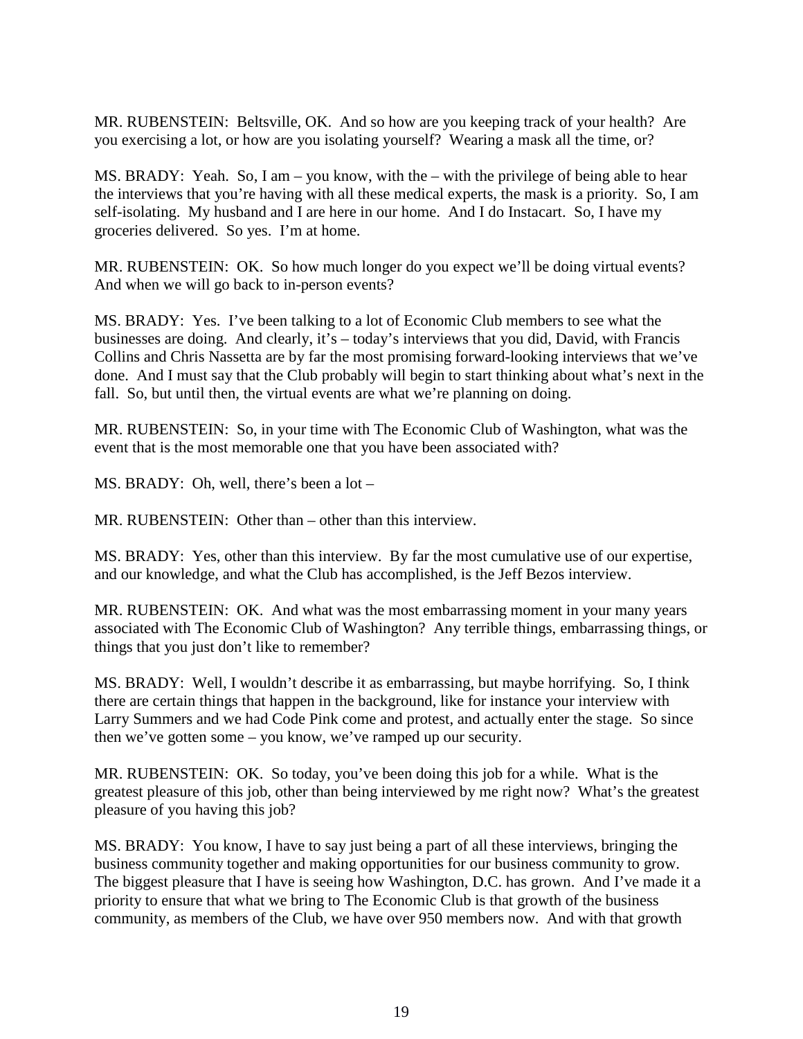MR. RUBENSTEIN: Beltsville, OK. And so how are you keeping track of your health? Are you exercising a lot, or how are you isolating yourself? Wearing a mask all the time, or?

MS. BRADY: Yeah. So, I am – you know, with the – with the privilege of being able to hear the interviews that you're having with all these medical experts, the mask is a priority. So, I am self-isolating. My husband and I are here in our home. And I do Instacart. So, I have my groceries delivered. So yes. I'm at home.

MR. RUBENSTEIN: OK. So how much longer do you expect we'll be doing virtual events? And when we will go back to in-person events?

MS. BRADY: Yes. I've been talking to a lot of Economic Club members to see what the businesses are doing. And clearly, it's – today's interviews that you did, David, with Francis Collins and Chris Nassetta are by far the most promising forward-looking interviews that we've done. And I must say that the Club probably will begin to start thinking about what's next in the fall. So, but until then, the virtual events are what we're planning on doing.

MR. RUBENSTEIN: So, in your time with The Economic Club of Washington, what was the event that is the most memorable one that you have been associated with?

MS. BRADY: Oh, well, there's been a lot –

MR. RUBENSTEIN: Other than – other than this interview.

MS. BRADY: Yes, other than this interview. By far the most cumulative use of our expertise, and our knowledge, and what the Club has accomplished, is the Jeff Bezos interview.

MR. RUBENSTEIN: OK. And what was the most embarrassing moment in your many years associated with The Economic Club of Washington? Any terrible things, embarrassing things, or things that you just don't like to remember?

MS. BRADY: Well, I wouldn't describe it as embarrassing, but maybe horrifying. So, I think there are certain things that happen in the background, like for instance your interview with Larry Summers and we had Code Pink come and protest, and actually enter the stage. So since then we've gotten some – you know, we've ramped up our security.

MR. RUBENSTEIN: OK. So today, you've been doing this job for a while. What is the greatest pleasure of this job, other than being interviewed by me right now? What's the greatest pleasure of you having this job?

MS. BRADY: You know, I have to say just being a part of all these interviews, bringing the business community together and making opportunities for our business community to grow. The biggest pleasure that I have is seeing how Washington, D.C. has grown. And I've made it a priority to ensure that what we bring to The Economic Club is that growth of the business community, as members of the Club, we have over 950 members now. And with that growth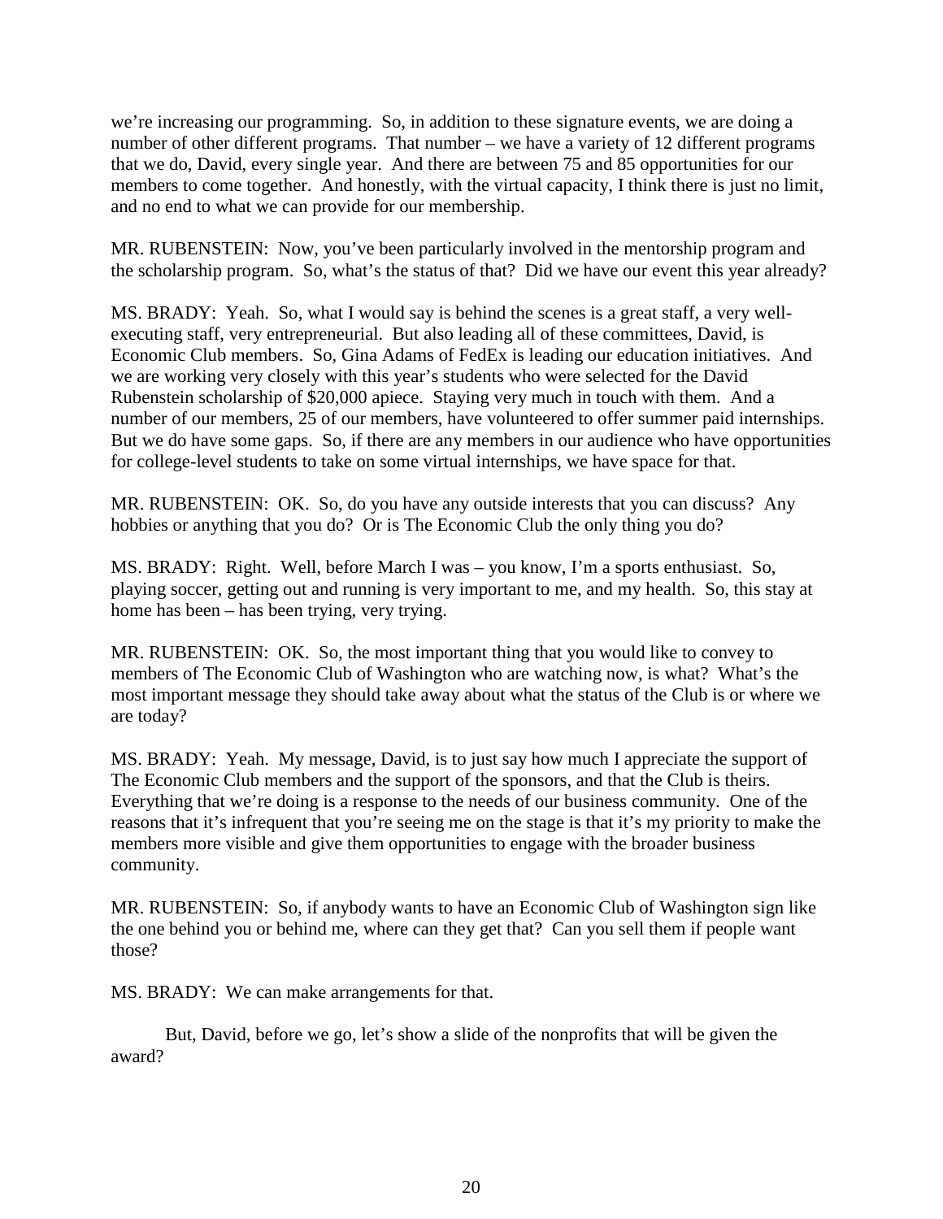we're increasing our programming. So, in addition to these signature events, we are doing a number of other different programs. That number – we have a variety of 12 different programs that we do, David, every single year. And there are between 75 and 85 opportunities for our members to come together. And honestly, with the virtual capacity, I think there is just no limit, and no end to what we can provide for our membership.

MR. RUBENSTEIN: Now, you've been particularly involved in the mentorship program and the scholarship program. So, what's the status of that? Did we have our event this year already?

MS. BRADY: Yeah. So, what I would say is behind the scenes is a great staff, a very well-executing staff, very entrepreneurial. But also leading all of these committees, David, is Economic Club members. So, Gina Adams of FedEx is leading our education initiatives. And we are working very closely with this year's students who were selected for the David Rubenstein scholarship of $20,000 apiece. Staying very much in touch with them. And a number of our members, 25 of our members, have volunteered to offer summer paid internships. But we do have some gaps. So, if there are any members in our audience who have opportunities for college-level students to take on some virtual internships, we have space for that.

MR. RUBENSTEIN: OK. So, do you have any outside interests that you can discuss? Any hobbies or anything that you do? Or is The Economic Club the only thing you do?

MS. BRADY: Right. Well, before March I was – you know, I'm a sports enthusiast. So, playing soccer, getting out and running is very important to me, and my health. So, this stay at home has been – has been trying, very trying.

MR. RUBENSTEIN: OK. So, the most important thing that you would like to convey to members of The Economic Club of Washington who are watching now, is what? What's the most important message they should take away about what the status of the Club is or where we are today?

MS. BRADY: Yeah. My message, David, is to just say how much I appreciate the support of The Economic Club members and the support of the sponsors, and that the Club is theirs. Everything that we're doing is a response to the needs of our business community. One of the reasons that it's infrequent that you're seeing me on the stage is that it's my priority to make the members more visible and give them opportunities to engage with the broader business community.

MR. RUBENSTEIN: So, if anybody wants to have an Economic Club of Washington sign like the one behind you or behind me, where can they get that? Can you sell them if people want those?

MS. BRADY: We can make arrangements for that.

But, David, before we go, let's show a slide of the nonprofits that will be given the award?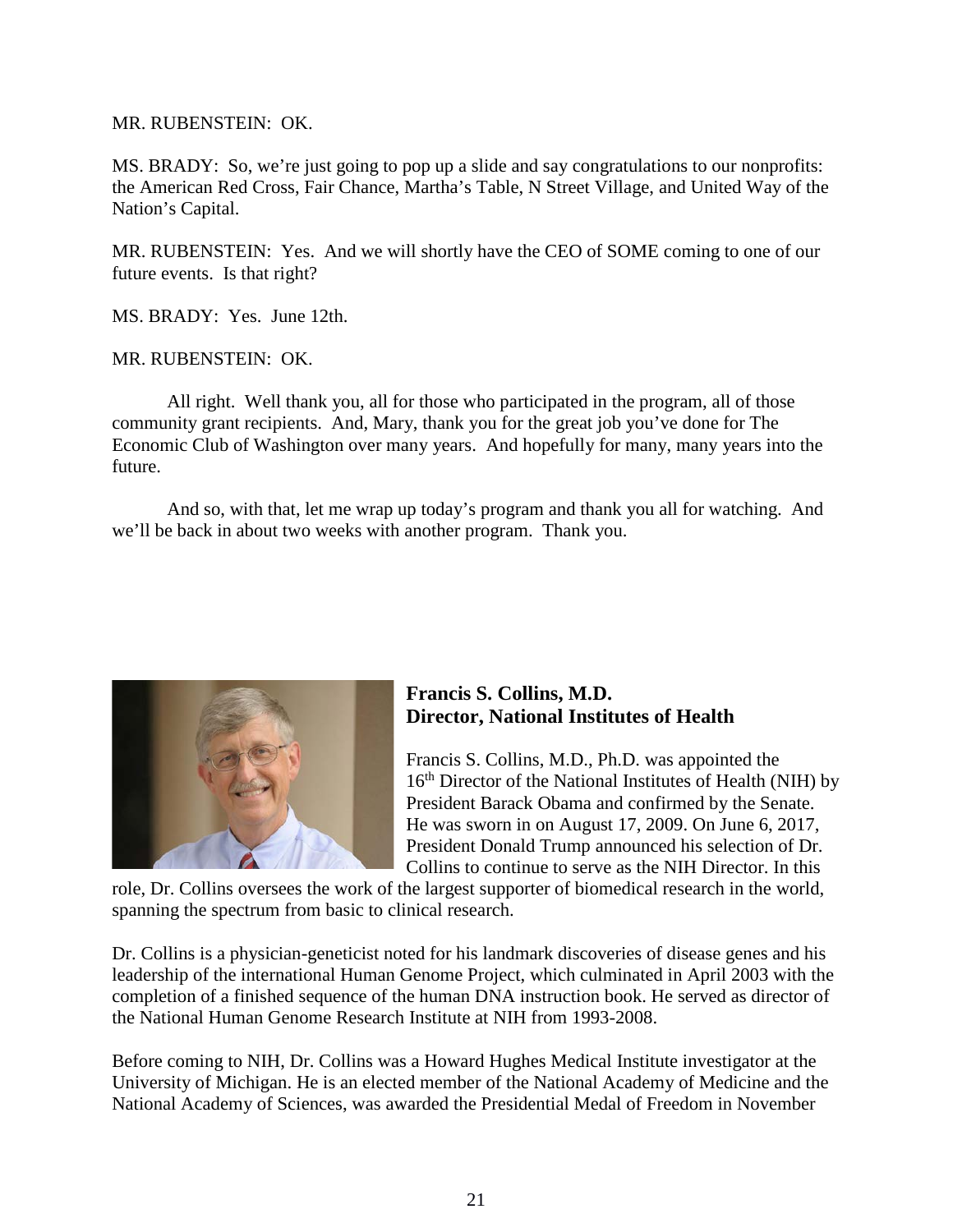MR. RUBENSTEIN: OK.

MS. BRADY: So, we're just going to pop up a slide and say congratulations to our nonprofits: the American Red Cross, Fair Chance, Martha's Table, N Street Village, and United Way of the Nation's Capital.

MR. RUBENSTEIN: Yes. And we will shortly have the CEO of SOME coming to one of our future events. Is that right?

MS. BRADY: Yes. June 12th.

MR. RUBENSTEIN: OK.

All right. Well thank you, all for those who participated in the program, all of those community grant recipients. And, Mary, thank you for the great job you've done for The Economic Club of Washington over many years. And hopefully for many, many years into the future.

And so, with that, let me wrap up today's program and thank you all for watching. And we'll be back in about two weeks with another program. Thank you.

**Francis S. Collins, M.D.**
**Director, National Institutes of Health**

Francis S. Collins, M.D., Ph.D. was appointed the 16th Director of the National Institutes of Health (NIH) by President Barack Obama and confirmed by the Senate. He was sworn in on August 17, 2009. On June 6, 2017, President Donald Trump announced his selection of Dr. Collins to continue to serve as the NIH Director. In this role, Dr. Collins oversees the work of the largest supporter of biomedical research in the world, spanning the spectrum from basic to clinical research.

Dr. Collins is a physician-geneticist noted for his landmark discoveries of disease genes and his leadership of the international Human Genome Project, which culminated in April 2003 with the completion of a finished sequence of the human DNA instruction book. He served as director of the National Human Genome Research Institute at NIH from 1993-2008.

Before coming to NIH, Dr. Collins was a Howard Hughes Medical Institute investigator at the University of Michigan. He is an elected member of the National Academy of Medicine and the National Academy of Sciences, was awarded the Presidential Medal of Freedom in November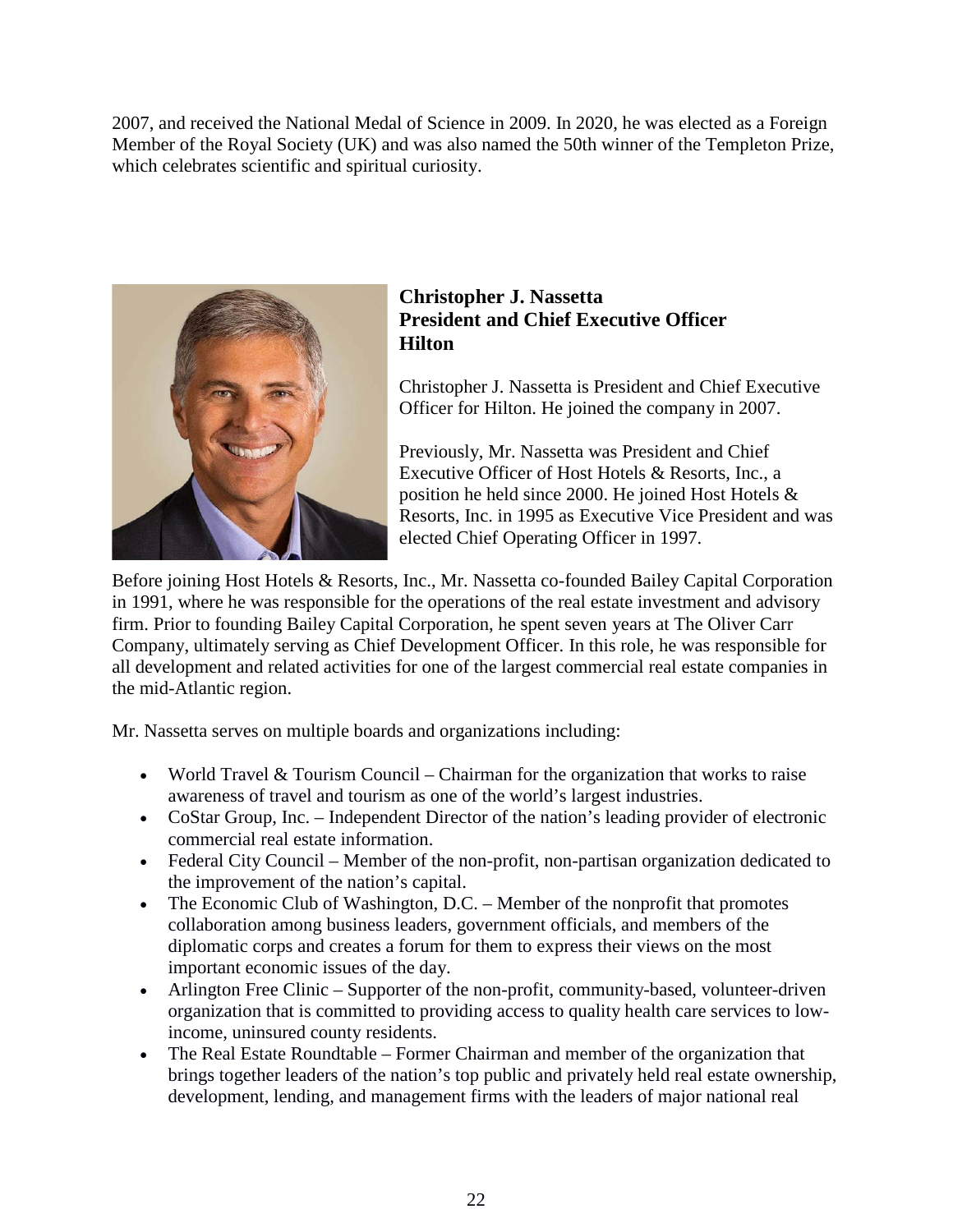2007, and received the National Medal of Science in 2009. In 2020, he was elected as a Foreign Member of the Royal Society (UK) and was also named the 50th winner of the Templeton Prize, which celebrates scientific and spiritual curiosity.

**Christopher J. Nassetta**
**President and Chief Executive Officer**
**Hilton**

Christopher J. Nassetta is President and Chief Executive Officer for Hilton. He joined the company in 2007.

Previously, Mr. Nassetta was President and Chief Executive Officer of Host Hotels & Resorts, Inc., a position he held since 2000. He joined Host Hotels & Resorts, Inc. in 1995 as Executive Vice President and was elected Chief Operating Officer in 1997.

Before joining Host Hotels & Resorts, Inc., Mr. Nassetta co-founded Bailey Capital Corporation in 1991, where he was responsible for the operations of the real estate investment and advisory firm. Prior to founding Bailey Capital Corporation, he spent seven years at The Oliver Carr Company, ultimately serving as Chief Development Officer. In this role, he was responsible for all development and related activities for one of the largest commercial real estate companies in the mid-Atlantic region.

Mr. Nassetta serves on multiple boards and organizations including:

- World Travel & Tourism Council – Chairman for the organization that works to raise awareness of travel and tourism as one of the world's largest industries.
- CoStar Group, Inc. – Independent Director of the nation's leading provider of electronic commercial real estate information.
- Federal City Council – Member of the non-profit, non-partisan organization dedicated to the improvement of the nation's capital.
- The Economic Club of Washington, D.C. – Member of the nonprofit that promotes collaboration among business leaders, government officials, and members of the diplomatic corps and creates a forum for them to express their views on the most important economic issues of the day.
- Arlington Free Clinic – Supporter of the non-profit, community-based, volunteer-driven organization that is committed to providing access to quality health care services to low-income, uninsured county residents.
- The Real Estate Roundtable – Former Chairman and member of the organization that brings together leaders of the nation's top public and privately held real estate ownership, development, lending, and management firms with the leaders of major national real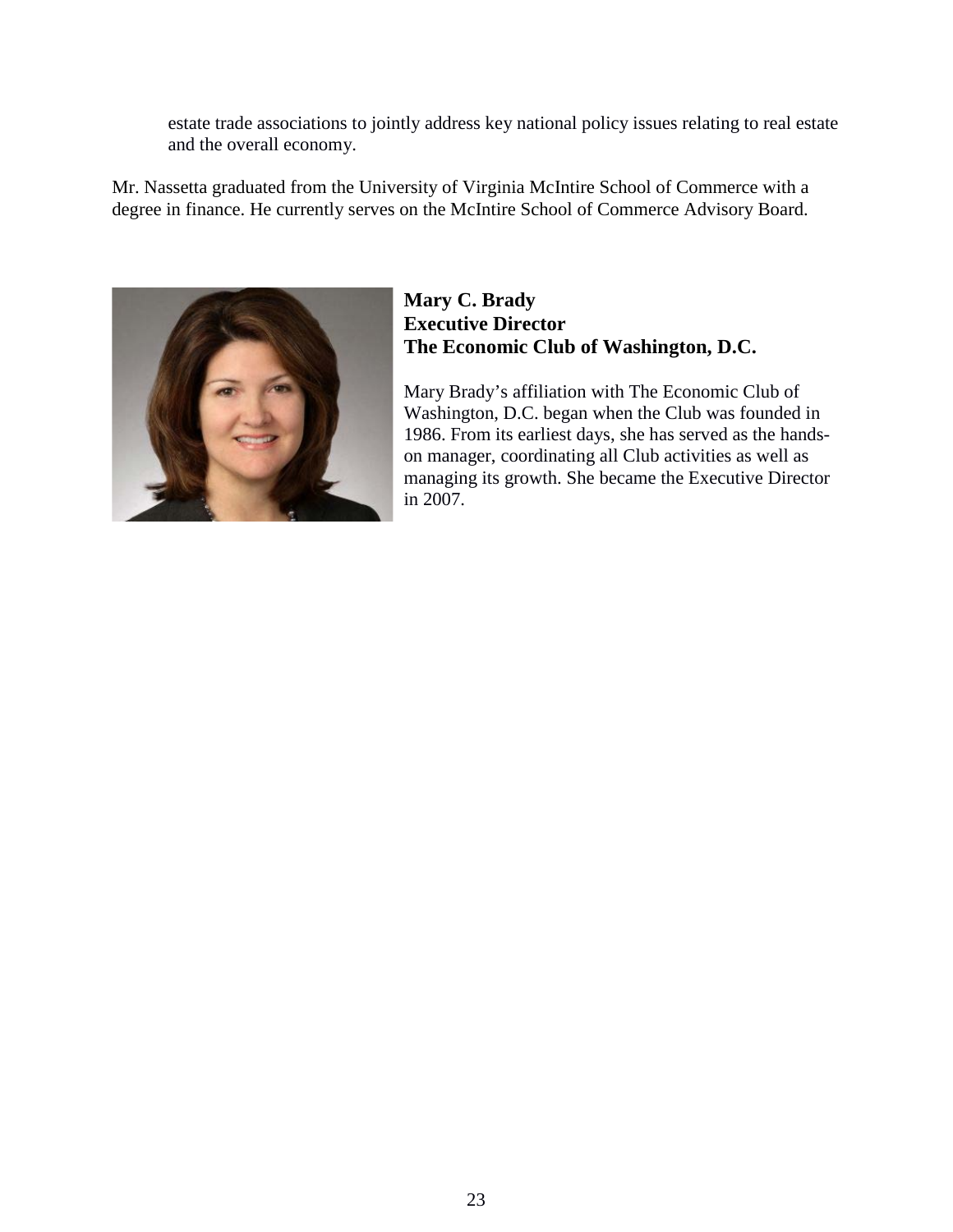estate trade associations to jointly address key national policy issues relating to real estate and the overall economy.

Mr. Nassetta graduated from the University of Virginia McIntire School of Commerce with a degree in finance. He currently serves on the McIntire School of Commerce Advisory Board.

**Mary C. Brady**
**Executive Director**
**The Economic Club of Washington, D.C.**

Mary Brady's affiliation with The Economic Club of Washington, D.C. began when the Club was founded in 1986. From its earliest days, she has served as the hands-on manager, coordinating all Club activities as well as managing its growth. She became the Executive Director in 2007.